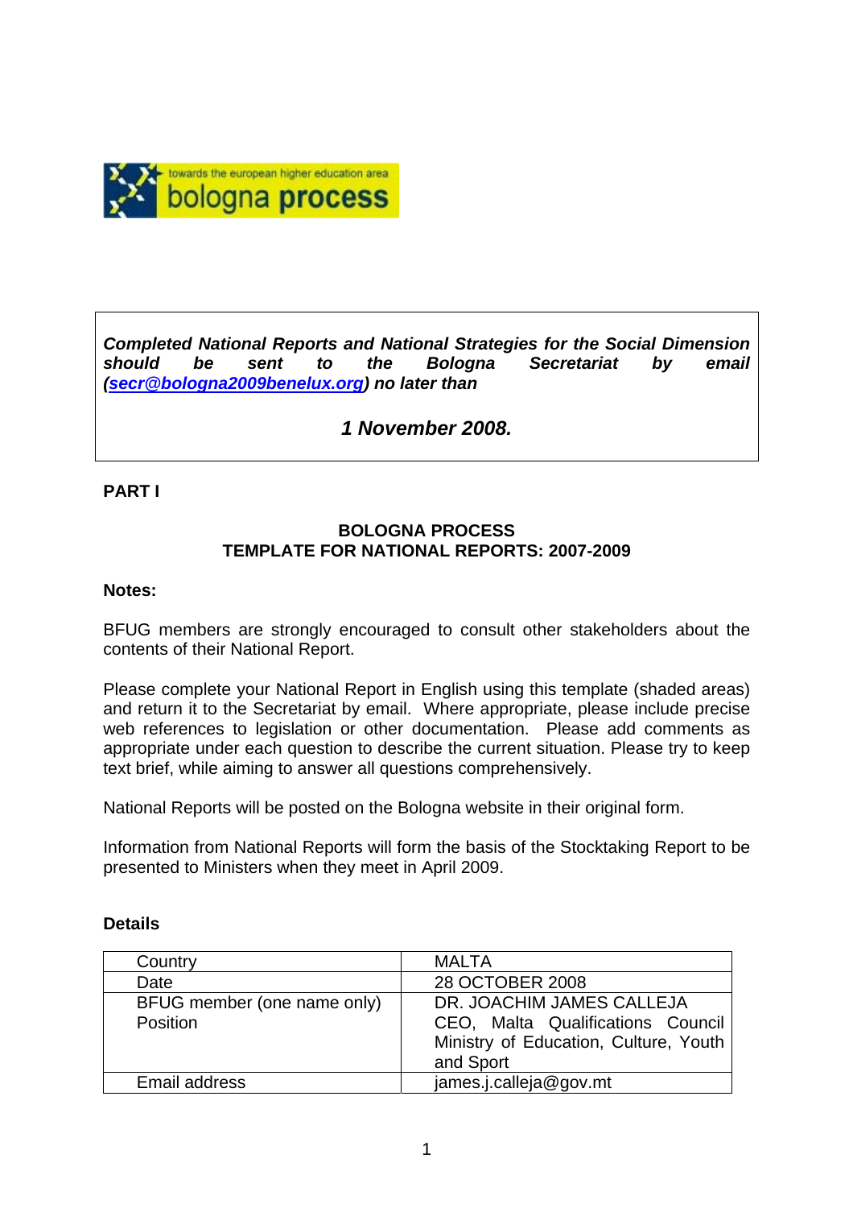***Completed National Reports and National Strategies for the Social Dimension should be sent to the Bologna Secretariat by email ([secr@bologna2009benelux.org](mailto:secr@bologna2009benelux.org)) no later than***

***1 November 2008.***

**PART I**

**BOLOGNA PROCESS**
**TEMPLATE FOR NATIONAL REPORTS: 2007-2009**

**Notes:**

BFUG members are strongly encouraged to consult other stakeholders about the contents of their National Report.

Please complete your National Report in English using this template (shaded areas) and return it to the Secretariat by email. Where appropriate, please include precise web references to legislation or other documentation. Please add comments as appropriate under each question to describe the current situation. Please try to keep text brief, while aiming to answer all questions comprehensively.

National Reports will be posted on the Bologna website in their original form.

Information from National Reports will form the basis of the Stocktaking Report to be presented to Ministers when they meet in April 2009.

**Details**

| | |
|---|---|
| Country | MALTA |
| Date | 28 OCTOBER 2008 |
| BFUG member (one name only)<br>Position | DR. JOACHIM JAMES CALLEJA<br>CEO, Malta Qualifications Council Ministry of Education, Culture, Youth and Sport |
| Email address | james.j.calleja@gov.mt |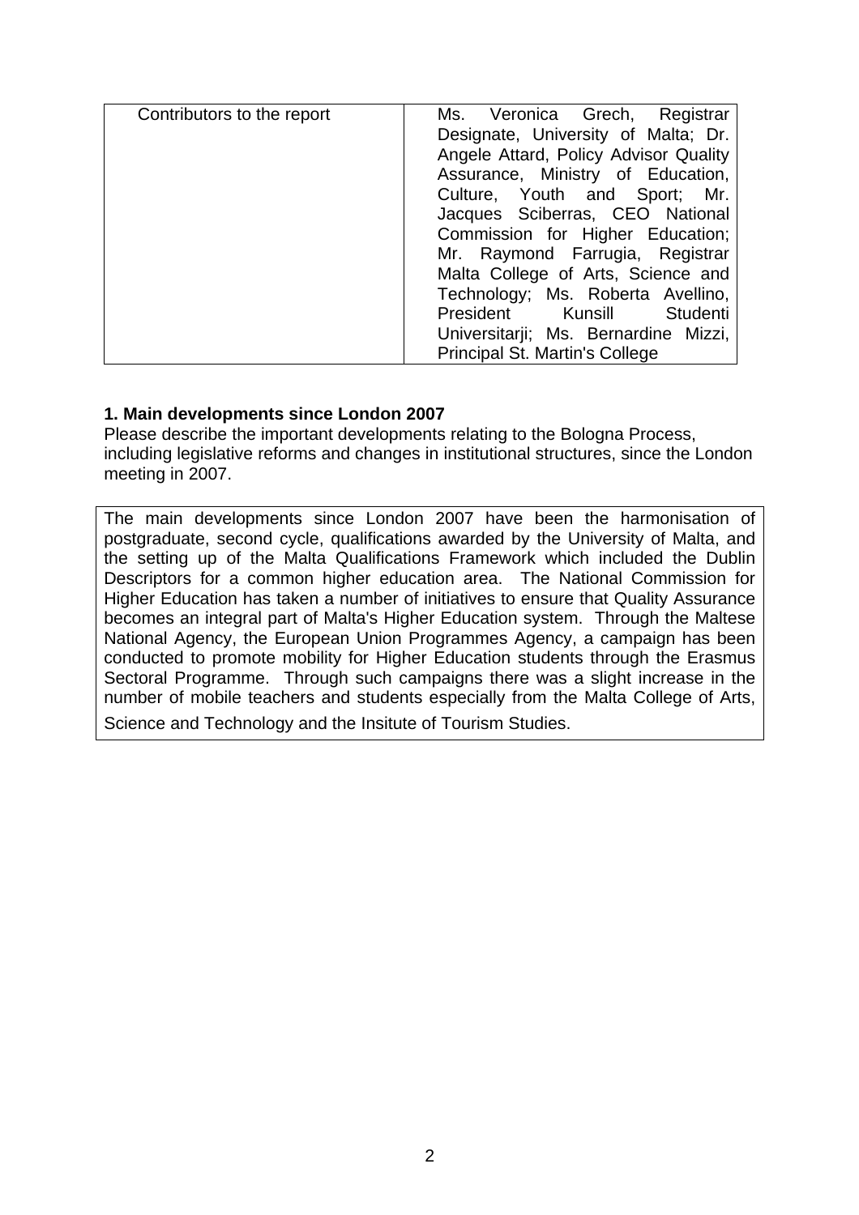| Contributors to the report | Ms. Veronica Grech, Registrar Designate, University of Malta; Dr. Angele Attard, Policy Advisor Quality Assurance, Ministry of Education, Culture, Youth and Sport; Mr. Jacques Sciberras, CEO National Commission for Higher Education; Mr. Raymond Farrugia, Registrar Malta College of Arts, Science and Technology; Ms. Roberta Avellino, President Kunsill Studenti Universitarji; Ms. Bernardine Mizzi, Principal St. Martin's College |
|---|---|

**1. Main developments since London 2007**

Please describe the important developments relating to the Bologna Process, including legislative reforms and changes in institutional structures, since the London meeting in 2007.

| The main developments since London 2007 have been the harmonisation of postgraduate, second cycle, qualifications awarded by the University of Malta, and the setting up of the Malta Qualifications Framework which included the Dublin Descriptors for a common higher education area. The National Commission for Higher Education has taken a number of initiatives to ensure that Quality Assurance becomes an integral part of Malta's Higher Education system. Through the Maltese National Agency, the European Union Programmes Agency, a campaign has been conducted to promote mobility for Higher Education students through the Erasmus Sectoral Programme. Through such campaigns there was a slight increase in the number of mobile teachers and students especially from the Malta College of Arts, Science and Technology and the Insitute of Tourism Studies. |
|---|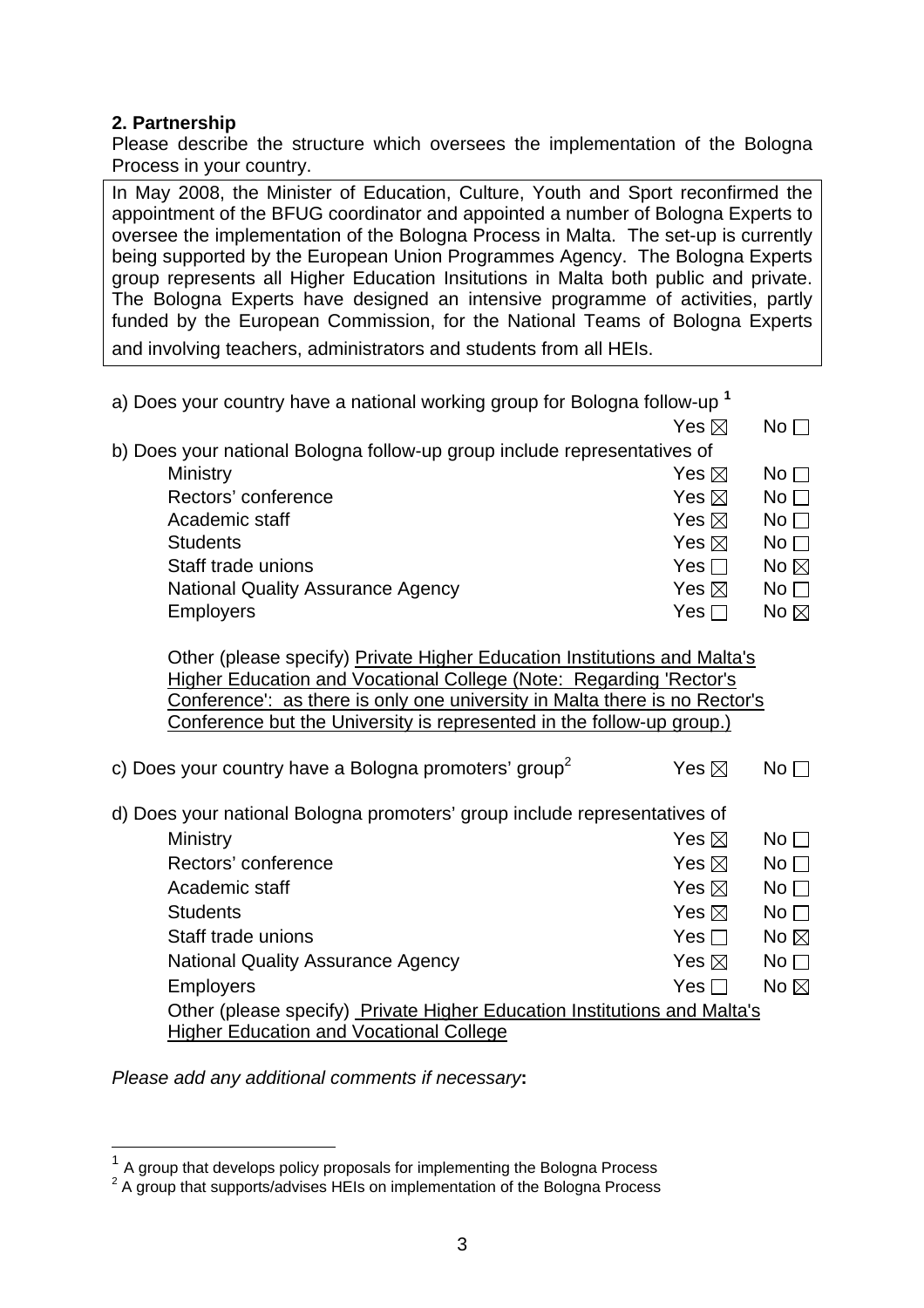**2. Partnership**

Please describe the structure which oversees the implementation of the Bologna Process in your country.

In May 2008, the Minister of Education, Culture, Youth and Sport reconfirmed the appointment of the BFUG coordinator and appointed a number of Bologna Experts to oversee the implementation of the Bologna Process in Malta. The set-up is currently being supported by the European Union Programmes Agency. The Bologna Experts group represents all Higher Education Insitutions in Malta both public and private. The Bologna Experts have designed an intensive programme of activities, partly funded by the European Commission, for the National Teams of Bologna Experts and involving teachers, administrators and students from all HEIs.

a) Does your country have a national working group for Bologna follow-up [1]

Yes ☒ No ☐

b) Does your national Bologna follow-up group include representatives of

| | Yes | No |
|---|---|---|
| Ministry | ☒ | ☐ |
| Rectors' conference | ☒ | ☐ |
| Academic staff | ☒ | ☐ |
| Students | ☒ | ☐ |
| Staff trade unions | ☐ | ☒ |
| National Quality Assurance Agency | ☒ | ☐ |
| Employers | ☐ | ☒ |

Other (please specify) Private Higher Education Institutions and Malta's Higher Education and Vocational College (Note: Regarding 'Rector's Conference': as there is only one university in Malta there is no Rector's Conference but the University is represented in the follow-up group.)

c) Does your country have a Bologna promoters' group[2]

Yes ☒ No ☐

d) Does your national Bologna promoters' group include representatives of

| | Yes | No |
|---|---|---|
| Ministry | ☒ | ☐ |
| Rectors' conference | ☒ | ☐ |
| Academic staff | ☒ | ☐ |
| Students | ☒ | ☐ |
| Staff trade unions | ☐ | ☒ |
| National Quality Assurance Agency | ☒ | ☐ |
| Employers | ☐ | ☒ |

Other (please specify) Private Higher Education Institutions and Malta's Higher Education and Vocational College

*Please add any additional comments if necessary***:**

---

[1] A group that develops policy proposals for implementing the Bologna Process

[2] A group that supports/advises HEIs on implementation of the Bologna Process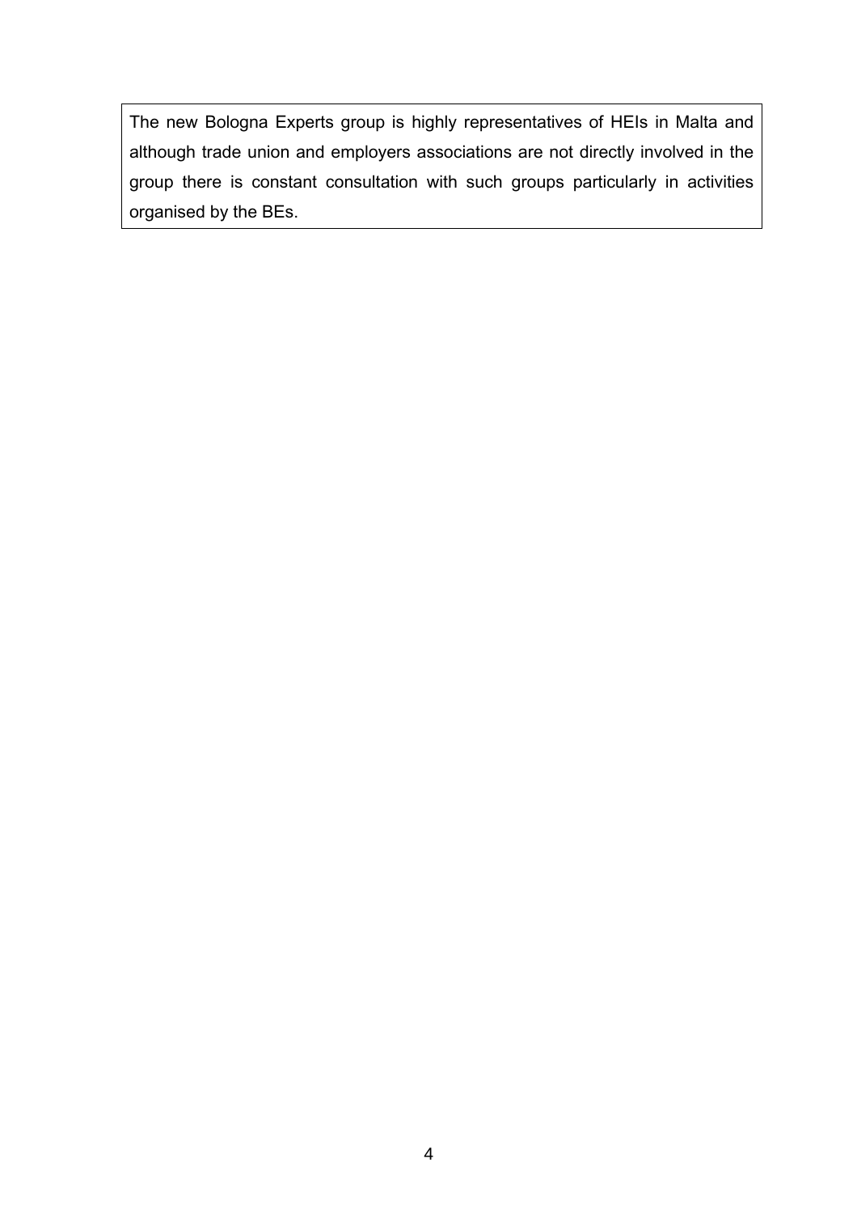The new Bologna Experts group is highly representatives of HEIs in Malta and although trade union and employers associations are not directly involved in the group there is constant consultation with such groups particularly in activities organised by the BEs.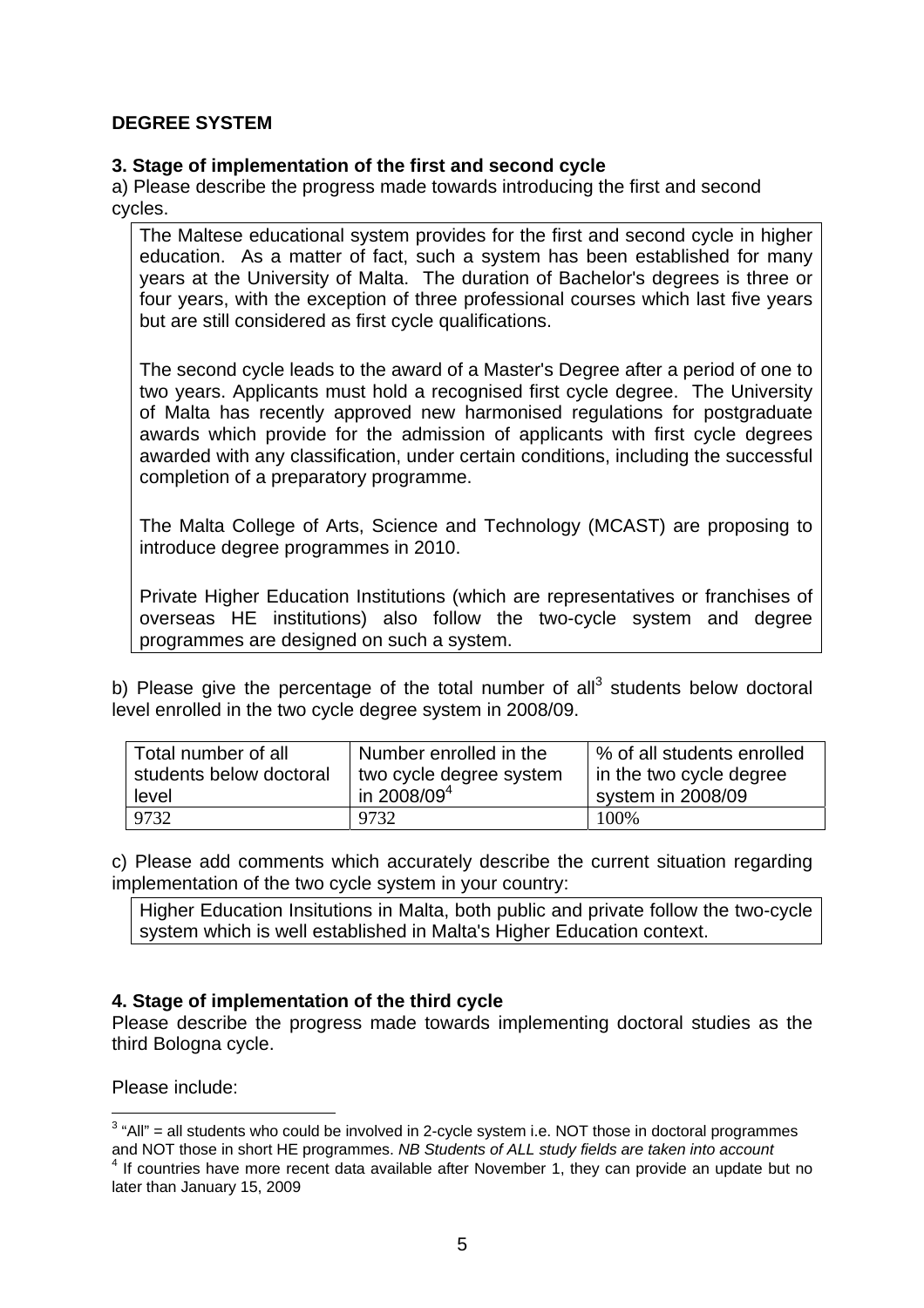## DEGREE SYSTEM

### 3. Stage of implementation of the first and second cycle

a) Please describe the progress made towards introducing the first and second cycles.

The Maltese educational system provides for the first and second cycle in higher education. As a matter of fact, such a system has been established for many years at the University of Malta. The duration of Bachelor's degrees is three or four years, with the exception of three professional courses which last five years but are still considered as first cycle qualifications.

The second cycle leads to the award of a Master's Degree after a period of one to two years. Applicants must hold a recognised first cycle degree. The University of Malta has recently approved new harmonised regulations for postgraduate awards which provide for the admission of applicants with first cycle degrees awarded with any classification, under certain conditions, including the successful completion of a preparatory programme.

The Malta College of Arts, Science and Technology (MCAST) are proposing to introduce degree programmes in 2010.

Private Higher Education Institutions (which are representatives or franchises of overseas HE institutions) also follow the two-cycle system and degree programmes are designed on such a system.

b) Please give the percentage of the total number of all[3] students below doctoral level enrolled in the two cycle degree system in 2008/09.

| Total number of all students below doctoral level | Number enrolled in the two cycle degree system in 2008/09[4] | % of all students enrolled in the two cycle degree system in 2008/09 |
|---|---|---|
| 9732 | 9732 | 100% |

c) Please add comments which accurately describe the current situation regarding implementation of the two cycle system in your country:

Higher Education Insitutions in Malta, both public and private follow the two-cycle system which is well established in Malta's Higher Education context.

### 4. Stage of implementation of the third cycle

Please describe the progress made towards implementing doctoral studies as the third Bologna cycle.

Please include:

---

[3] "All" = all students who could be involved in 2-cycle system i.e. NOT those in doctoral programmes and NOT those in short HE programmes. *NB Students of ALL study fields are taken into account*

[4] If countries have more recent data available after November 1, they can provide an update but no later than January 15, 2009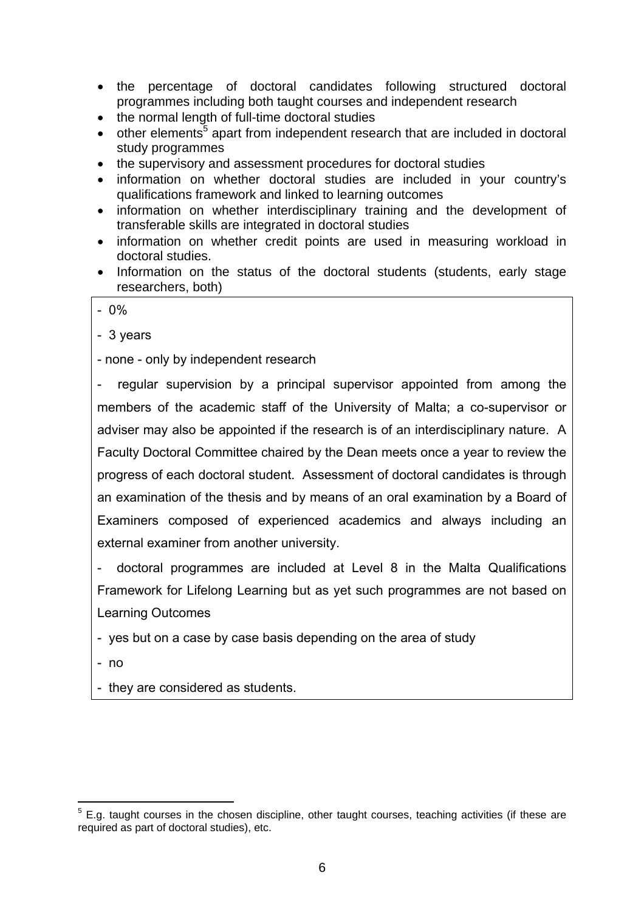- the percentage of doctoral candidates following structured doctoral programmes including both taught courses and independent research
- the normal length of full-time doctoral studies
- other elements[5] apart from independent research that are included in doctoral study programmes
- the supervisory and assessment procedures for doctoral studies
- information on whether doctoral studies are included in your country's qualifications framework and linked to learning outcomes
- information on whether interdisciplinary training and the development of transferable skills are integrated in doctoral studies
- information on whether credit points are used in measuring workload in doctoral studies.
- Information on the status of the doctoral students (students, early stage researchers, both)

- 0%

- 3 years

- none - only by independent research

- regular supervision by a principal supervisor appointed from among the members of the academic staff of the University of Malta; a co-supervisor or adviser may also be appointed if the research is of an interdisciplinary nature. A Faculty Doctoral Committee chaired by the Dean meets once a year to review the progress of each doctoral student. Assessment of doctoral candidates is through an examination of the thesis and by means of an oral examination by a Board of Examiners composed of experienced academics and always including an external examiner from another university.

- doctoral programmes are included at Level 8 in the Malta Qualifications Framework for Lifelong Learning but as yet such programmes are not based on Learning Outcomes

- yes but on a case by case basis depending on the area of study

- no

- they are considered as students.

[5] E.g. taught courses in the chosen discipline, other taught courses, teaching activities (if these are required as part of doctoral studies), etc.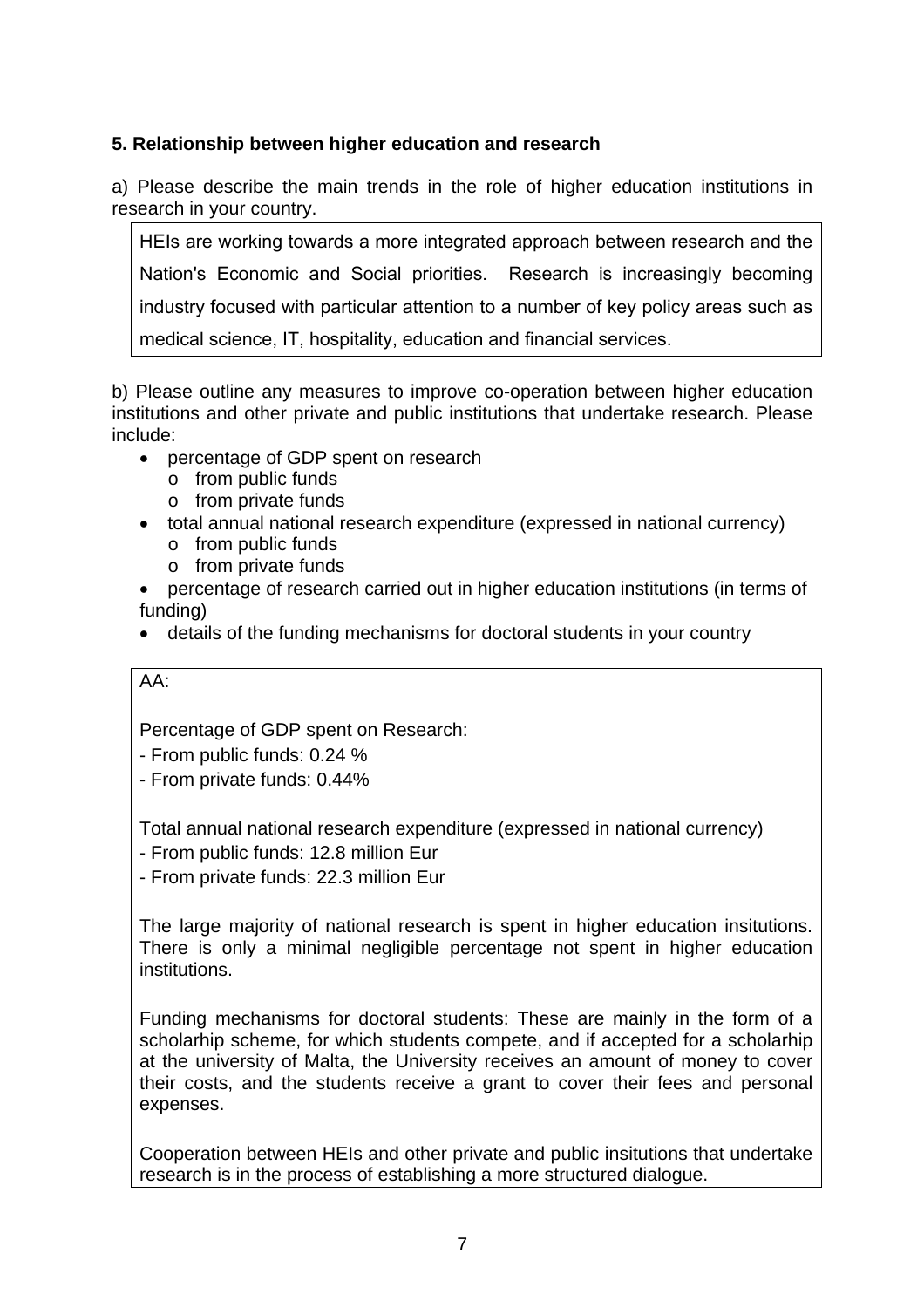### 5. Relationship between higher education and research

a) Please describe the main trends in the role of higher education institutions in research in your country.

HEIs are working towards a more integrated approach between research and the Nation's Economic and Social priorities. Research is increasingly becoming industry focused with particular attention to a number of key policy areas such as medical science, IT, hospitality, education and financial services.

b) Please outline any measures to improve co-operation between higher education institutions and other private and public institutions that undertake research. Please include:

- percentage of GDP spent on research
  - from public funds
  - from private funds
- total annual national research expenditure (expressed in national currency)
  - from public funds
  - from private funds
- percentage of research carried out in higher education institutions (in terms of funding)
- details of the funding mechanisms for doctoral students in your country

AA:

Percentage of GDP spent on Research:
- From public funds: 0.24 %
- From private funds: 0.44%

Total annual national research expenditure (expressed in national currency)
- From public funds: 12.8 million Eur
- From private funds: 22.3 million Eur

The large majority of national research is spent in higher education insitutions. There is only a minimal negligible percentage not spent in higher education institutions.

Funding mechanisms for doctoral students: These are mainly in the form of a scholarhip scheme, for which students compete, and if accepted for a scholarhip at the university of Malta, the University receives an amount of money to cover their costs, and the students receive a grant to cover their fees and personal expenses.

Cooperation between HEIs and other private and public insitutions that undertake research is in the process of establishing a more structured dialogue.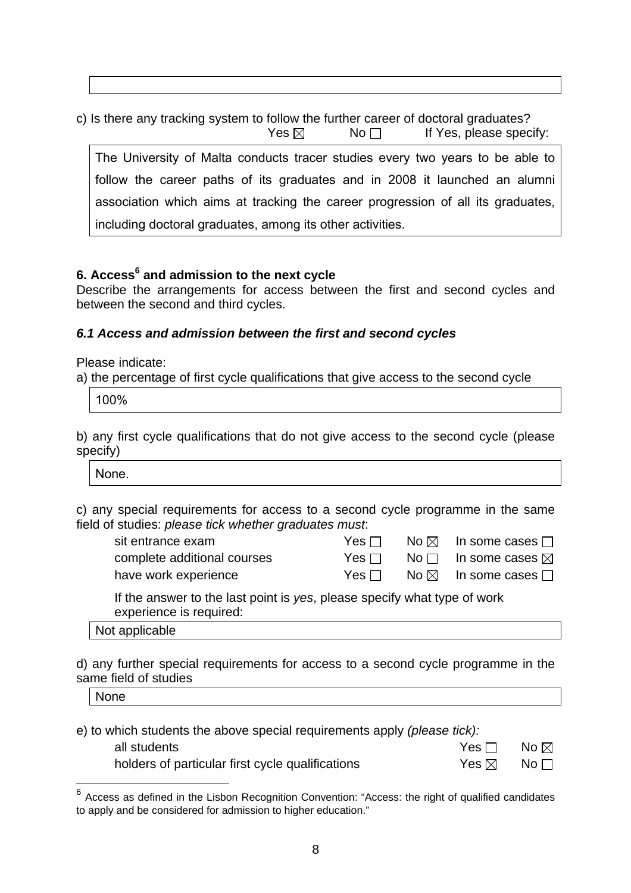c) Is there any tracking system to follow the further career of doctoral graduates?

Yes ☒ No ☐ If Yes, please specify:

The University of Malta conducts tracer studies every two years to be able to follow the career paths of its graduates and in 2008 it launched an alumni association which aims at tracking the career progression of all its graduates, including doctoral graduates, among its other activities.

## 6. Access[6] and admission to the next cycle

Describe the arrangements for access between the first and second cycles and between the second and third cycles.

### *6.1 Access and admission between the first and second cycles*

Please indicate:

a) the percentage of first cycle qualifications that give access to the second cycle

100%

b) any first cycle qualifications that do not give access to the second cycle (please specify)

None.

c) any special requirements for access to a second cycle programme in the same field of studies: *please tick whether graduates must*:

| | | | |
|---|---|---|---|
| sit entrance exam | Yes ☐ | No ☒ | In some cases ☐ |
| complete additional courses | Yes ☐ | No ☐ | In some cases ☒ |
| have work experience | Yes ☐ | No ☒ | In some cases ☐ |

If the answer to the last point is *yes*, please specify what type of work experience is required:

Not applicable

d) any further special requirements for access to a second cycle programme in the same field of studies

None

e) to which students the above special requirements apply *(please tick):*

| | | |
|---|---|---|
| all students | Yes ☐ | No ☒ |
| holders of particular first cycle qualifications | Yes ☒ | No ☐ |

[6] Access as defined in the Lisbon Recognition Convention: "Access: the right of qualified candidates to apply and be considered for admission to higher education."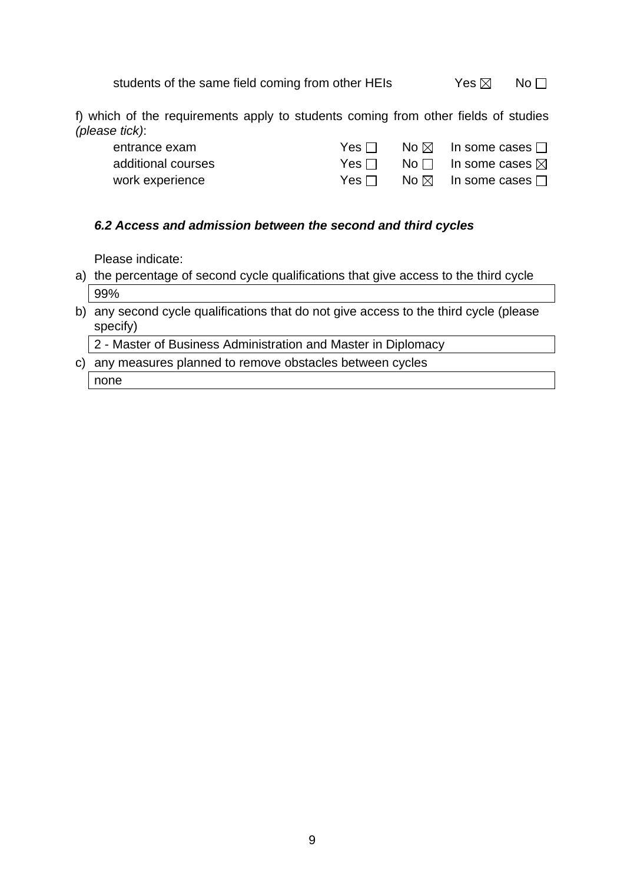students of the same field coming from other HEIs Yes ☒ No ☐

f) which of the requirements apply to students coming from other fields of studies *(please tick)*:

| | | | |
|---|---|---|---|
| entrance exam | Yes ☐ | No ☒ | In some cases ☐ |
| additional courses | Yes ☐ | No ☐ | In some cases ☒ |
| work experience | Yes ☐ | No ☒ | In some cases ☐ |

### *6.2 Access and admission between the second and third cycles*

Please indicate:

a) the percentage of second cycle qualifications that give access to the third cycle

99%

b) any second cycle qualifications that do not give access to the third cycle (please specify)

2 - Master of Business Administration and Master in Diplomacy

c) any measures planned to remove obstacles between cycles

none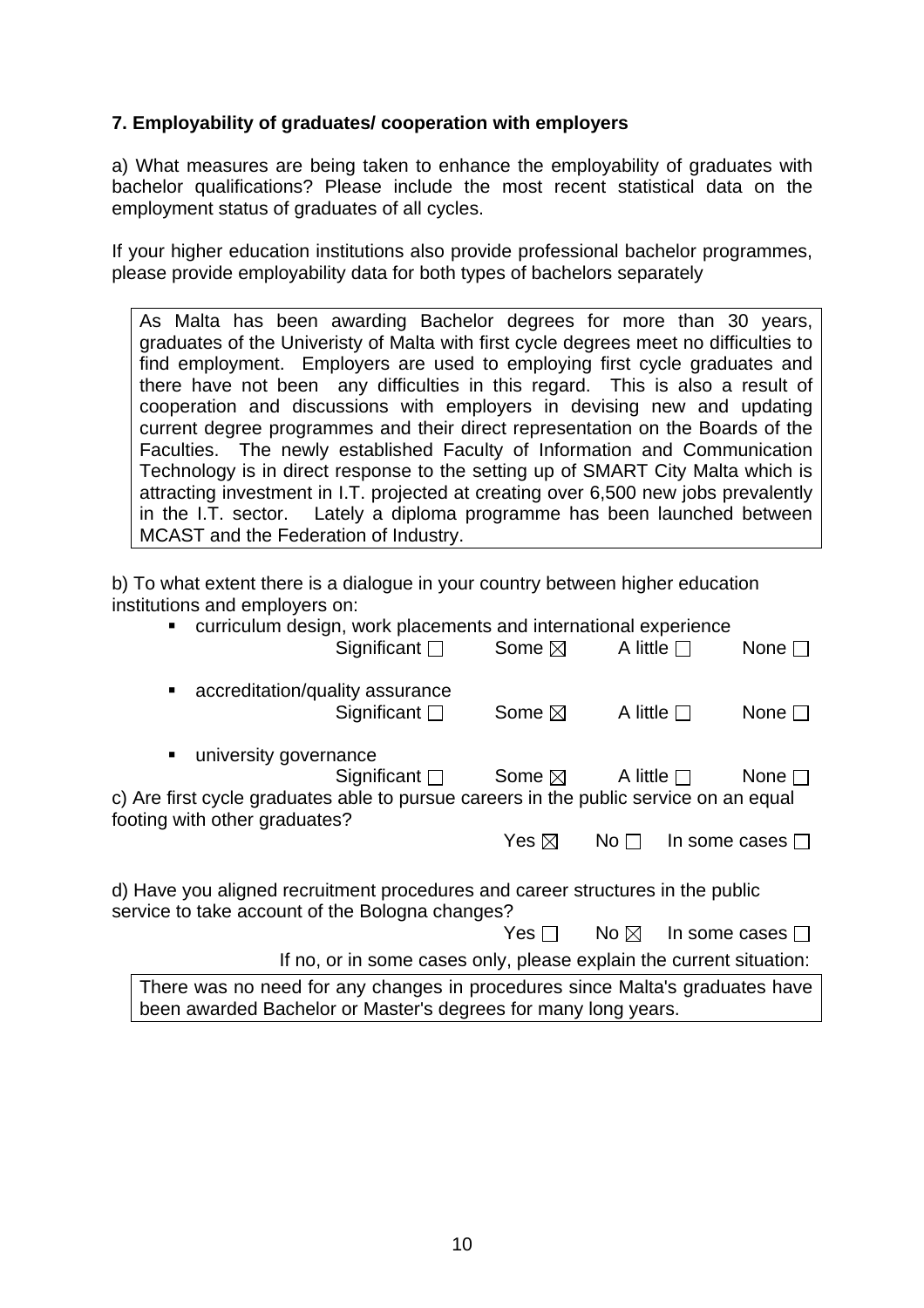**7. Employability of graduates/ cooperation with employers**

a) What measures are being taken to enhance the employability of graduates with bachelor qualifications? Please include the most recent statistical data on the employment status of graduates of all cycles.

If your higher education institutions also provide professional bachelor programmes, please provide employability data for both types of bachelors separately

> As Malta has been awarding Bachelor degrees for more than 30 years, graduates of the Univeristy of Malta with first cycle degrees meet no difficulties to find employment. Employers are used to employing first cycle graduates and there have not been any difficulties in this regard. This is also a result of cooperation and discussions with employers in devising new and updating current degree programmes and their direct representation on the Boards of the Faculties. The newly established Faculty of Information and Communication Technology is in direct response to the setting up of SMART City Malta which is attracting investment in I.T. projected at creating over 6,500 new jobs prevalently in the I.T. sector. Lately a diploma programme has been launched between MCAST and the Federation of Industry.

b) To what extent there is a dialogue in your country between higher education institutions and employers on:

- curriculum design, work placements and international experience
  Significant ☐ Some ☒ A little ☐ None ☐
- accreditation/quality assurance
  Significant ☐ Some ☒ A little ☐ None ☐
- university governance
  Significant ☐ Some ☒ A little ☐ None ☐

c) Are first cycle graduates able to pursue careers in the public service on an equal footing with other graduates?

Yes ☒ No ☐ In some cases ☐

d) Have you aligned recruitment procedures and career structures in the public service to take account of the Bologna changes?

Yes ☐ No ☒ In some cases ☐

If no, or in some cases only, please explain the current situation:

> There was no need for any changes in procedures since Malta's graduates have been awarded Bachelor or Master's degrees for many long years.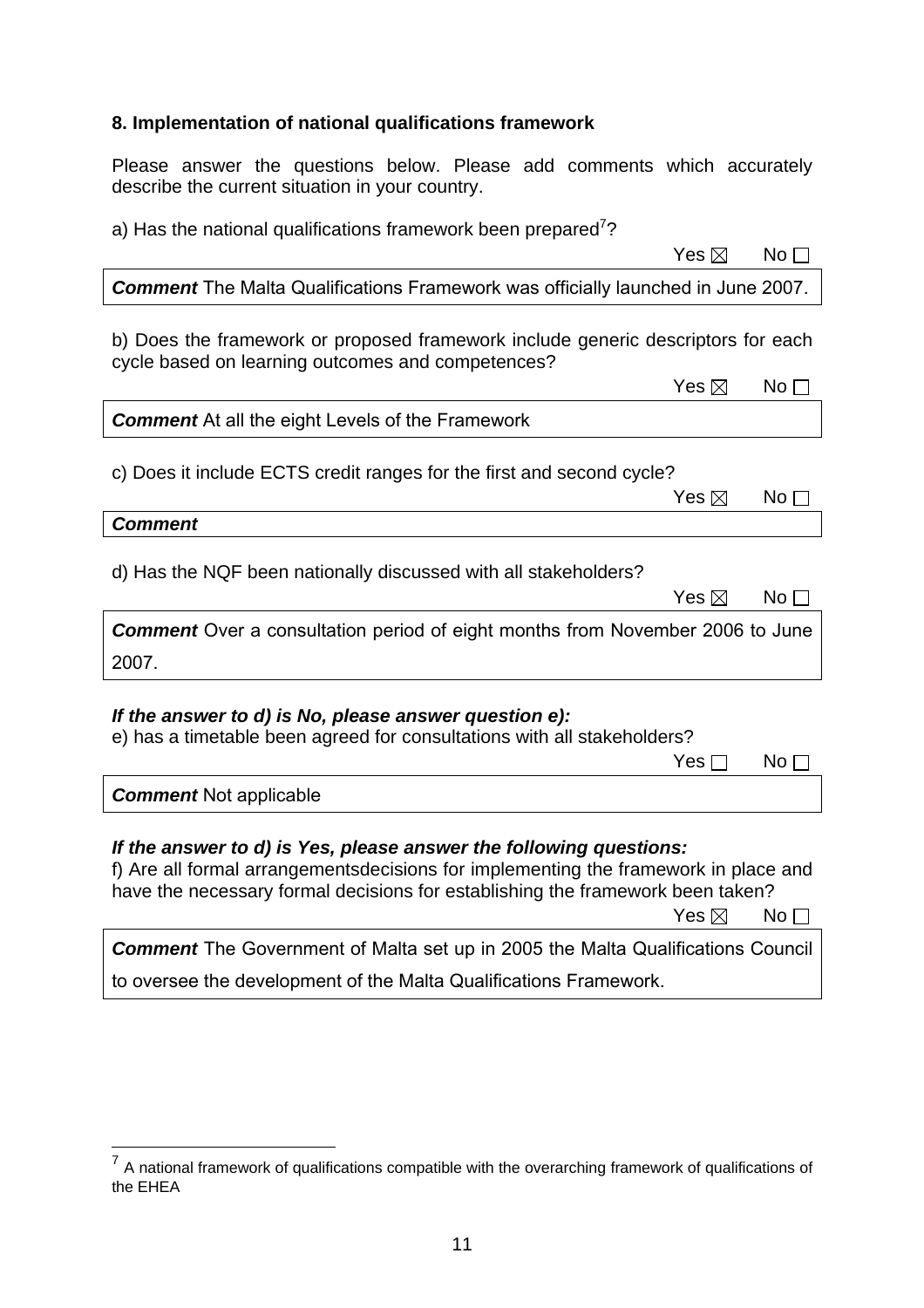### 8. Implementation of national qualifications framework

Please answer the questions below. Please add comments which accurately describe the current situation in your country.

a) Has the national qualifications framework been prepared[7]?

Yes ☒ No ☐

***Comment*** The Malta Qualifications Framework was officially launched in June 2007.

b) Does the framework or proposed framework include generic descriptors for each cycle based on learning outcomes and competences?

Yes ☒ No ☐

***Comment*** At all the eight Levels of the Framework

c) Does it include ECTS credit ranges for the first and second cycle?

Yes ☒ No ☐

***Comment***

d) Has the NQF been nationally discussed with all stakeholders?

Yes ☒ No ☐

***Comment*** Over a consultation period of eight months from November 2006 to June 2007.

***If the answer to d) is No, please answer question e):***

e) has a timetable been agreed for consultations with all stakeholders?

Yes ☐ No ☐

***Comment*** Not applicable

***If the answer to d) is Yes, please answer the following questions:***

f) Are all formal arrangementsdecisions for implementing the framework in place and have the necessary formal decisions for establishing the framework been taken?

Yes ☒ No ☐

***Comment*** The Government of Malta set up in 2005 the Malta Qualifications Council to oversee the development of the Malta Qualifications Framework.

---

[7] A national framework of qualifications compatible with the overarching framework of qualifications of the EHEA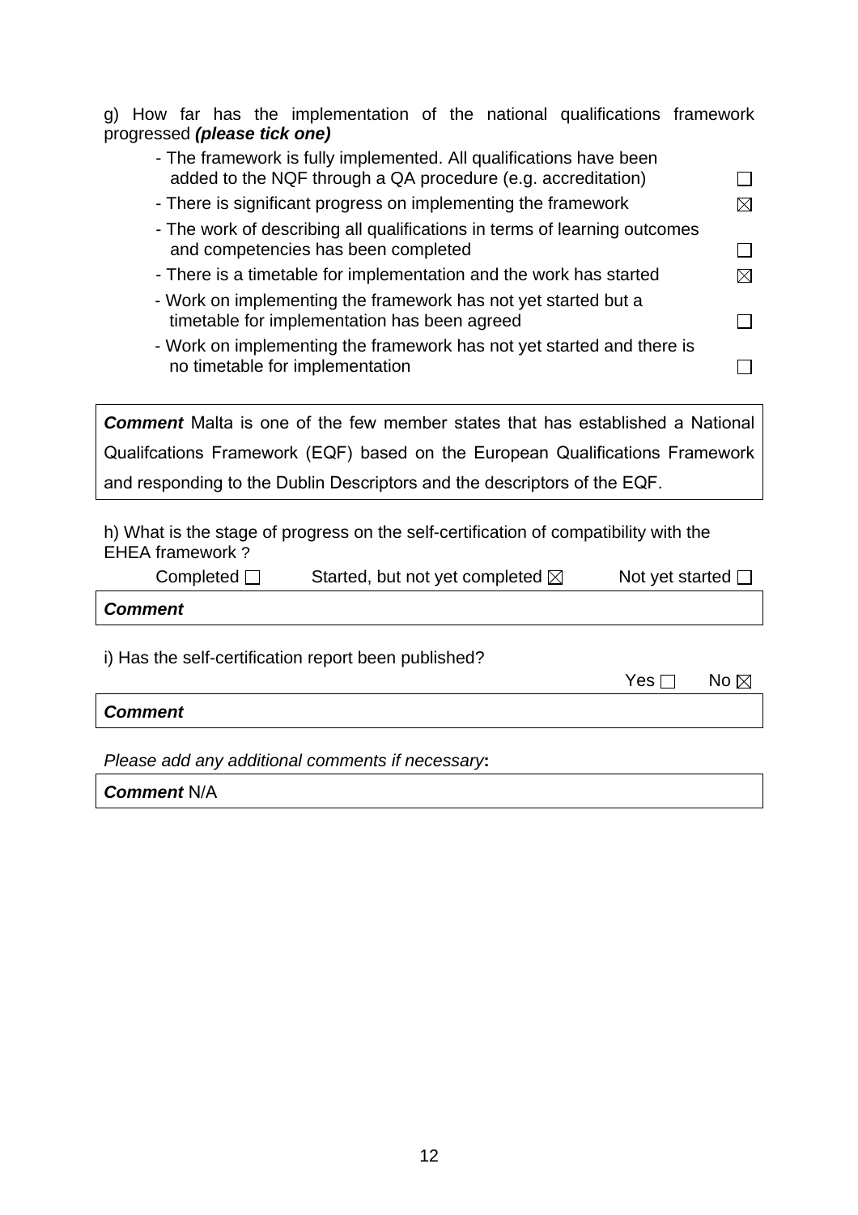g) How far has the implementation of the national qualifications framework progressed ***(please tick one)***

- The framework is fully implemented. All qualifications have been added to the NQF through a QA procedure (e.g. accreditation) ☐
- There is significant progress on implementing the framework ☒
- The work of describing all qualifications in terms of learning outcomes and competencies has been completed ☐
- There is a timetable for implementation and the work has started ☒
- Work on implementing the framework has not yet started but a timetable for implementation has been agreed ☐
- Work on implementing the framework has not yet started and there is no timetable for implementation ☐

***Comment*** Malta is one of the few member states that has established a National Qualifcations Framework (EQF) based on the European Qualifications Framework and responding to the Dublin Descriptors and the descriptors of the EQF.

h) What is the stage of progress on the self-certification of compatibility with the EHEA framework ?

Completed ☐ Started, but not yet completed ☒ Not yet started ☐

***Comment***

i) Has the self-certification report been published?

Yes ☐ No ☒

***Comment***

*Please add any additional comments if necessary***:**

***Comment*** N/A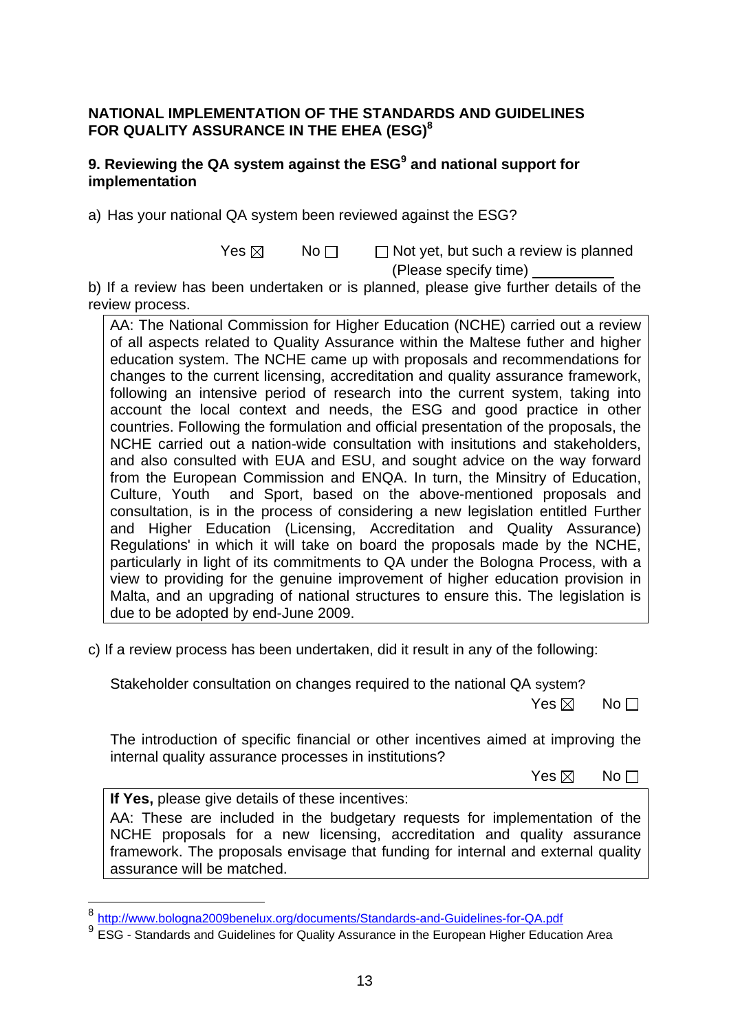**NATIONAL IMPLEMENTATION OF THE STANDARDS AND GUIDELINES FOR QUALITY ASSURANCE IN THE EHEA (ESG)[8]**

**9. Reviewing the QA system against the ESG[9] and national support for implementation**

a) Has your national QA system been reviewed against the ESG?

Yes ☒ No ☐ ☐ Not yet, but such a review is planned (Please specify time) \_\_\_\_\_\_\_\_\_\_

b) If a review has been undertaken or is planned, please give further details of the review process.

> AA: The National Commission for Higher Education (NCHE) carried out a review of all aspects related to Quality Assurance within the Maltese futher and higher education system. The NCHE came up with proposals and recommendations for changes to the current licensing, accreditation and quality assurance framework, following an intensive period of research into the current system, taking into account the local context and needs, the ESG and good practice in other countries. Following the formulation and official presentation of the proposals, the NCHE carried out a nation-wide consultation with insitutions and stakeholders, and also consulted with EUA and ESU, and sought advice on the way forward from the European Commission and ENQA. In turn, the Minsitry of Education, Culture, Youth and Sport, based on the above-mentioned proposals and consultation, is in the process of considering a new legislation entitled Further and Higher Education (Licensing, Accreditation and Quality Assurance) Regulations' in which it will take on board the proposals made by the NCHE, particularly in light of its commitments to QA under the Bologna Process, with a view to providing for the genuine improvement of higher education provision in Malta, and an upgrading of national structures to ensure this. The legislation is due to be adopted by end-June 2009.

c) If a review process has been undertaken, did it result in any of the following:

Stakeholder consultation on changes required to the national QA system?

Yes ☒ No ☐

The introduction of specific financial or other incentives aimed at improving the internal quality assurance processes in institutions?

Yes ☒ No ☐

> **If Yes,** please give details of these incentives:
>
> AA: These are included in the budgetary requests for implementation of the NCHE proposals for a new licensing, accreditation and quality assurance framework. The proposals envisage that funding for internal and external quality assurance will be matched.

---

[8] http://www.bologna2009benelux.org/documents/Standards-and-Guidelines-for-QA.pdf

[9] ESG - Standards and Guidelines for Quality Assurance in the European Higher Education Area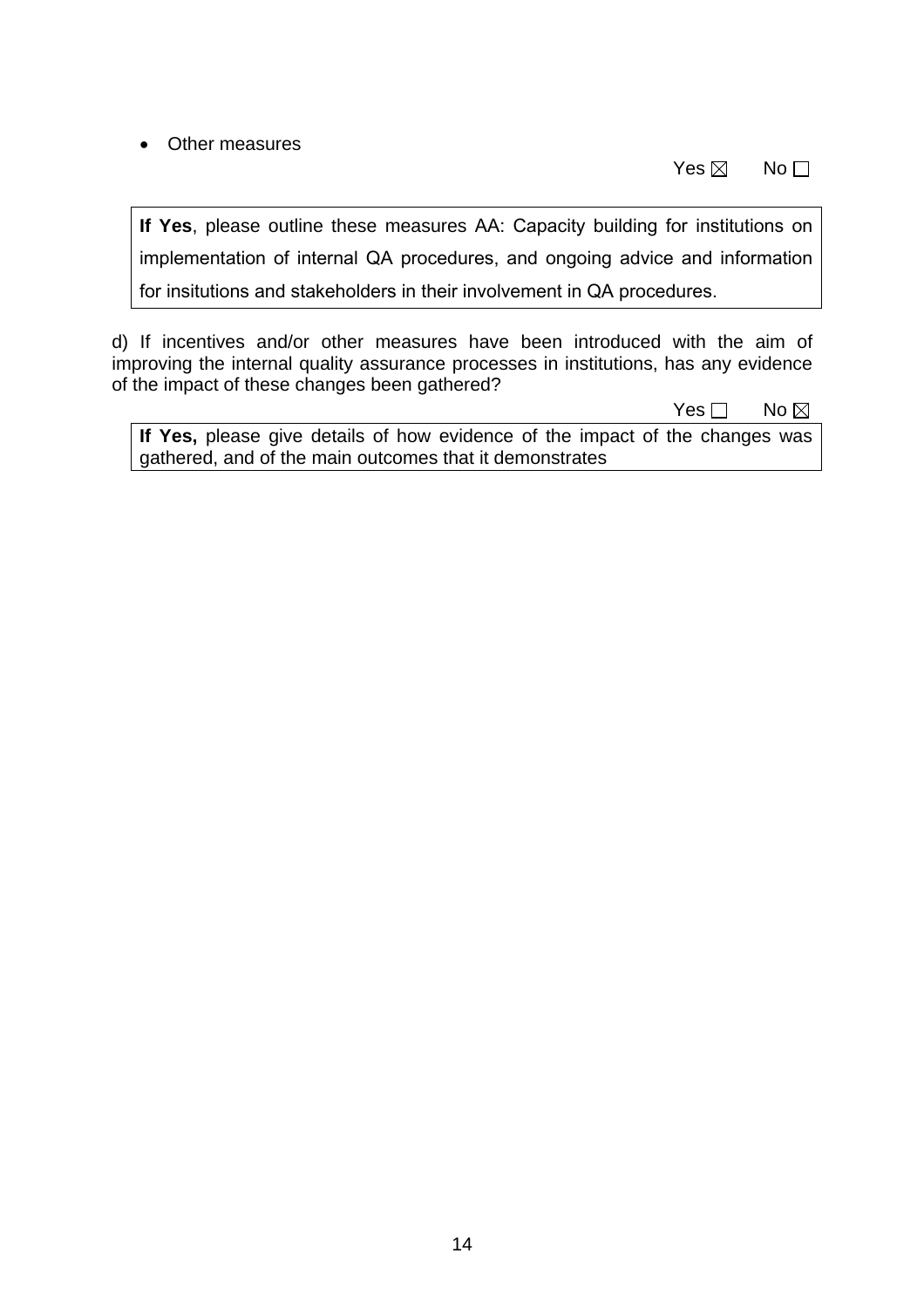- Other measures

Yes ☒ No ☐

**If Yes**, please outline these measures AA: Capacity building for institutions on implementation of internal QA procedures, and ongoing advice and information for insitutions and stakeholders in their involvement in QA procedures.

d) If incentives and/or other measures have been introduced with the aim of improving the internal quality assurance processes in institutions, has any evidence of the impact of these changes been gathered?

Yes ☐ No ☒

**If Yes,** please give details of how evidence of the impact of the changes was gathered, and of the main outcomes that it demonstrates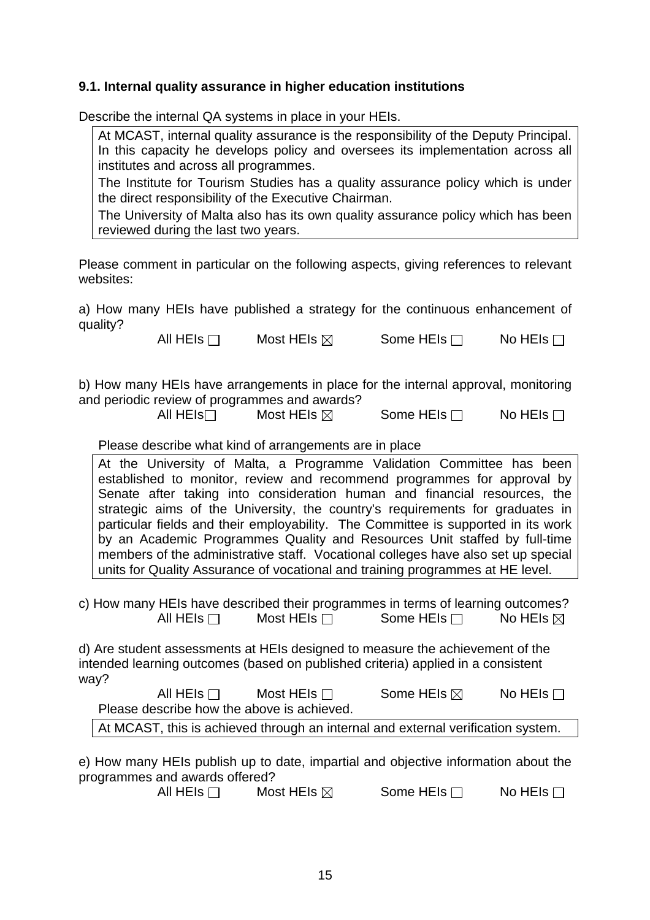### 9.1. Internal quality assurance in higher education institutions

Describe the internal QA systems in place in your HEIs.

> At MCAST, internal quality assurance is the responsibility of the Deputy Principal. In this capacity he develops policy and oversees its implementation across all institutes and across all programmes.
>
> The Institute for Tourism Studies has a quality assurance policy which is under the direct responsibility of the Executive Chairman.
>
> The University of Malta also has its own quality assurance policy which has been reviewed during the last two years.

Please comment in particular on the following aspects, giving references to relevant websites:

a) How many HEIs have published a strategy for the continuous enhancement of quality?

All HEIs ☐ Most HEIs ☒ Some HEIs ☐ No HEIs ☐

b) How many HEIs have arrangements in place for the internal approval, monitoring and periodic review of programmes and awards?

All HEIs☐ Most HEIs ☒ Some HEIs ☐ No HEIs ☐

Please describe what kind of arrangements are in place

> At the University of Malta, a Programme Validation Committee has been established to monitor, review and recommend programmes for approval by Senate after taking into consideration human and financial resources, the strategic aims of the University, the country's requirements for graduates in particular fields and their employability. The Committee is supported in its work by an Academic Programmes Quality and Resources Unit staffed by full-time members of the administrative staff. Vocational colleges have also set up special units for Quality Assurance of vocational and training programmes at HE level.

c) How many HEIs have described their programmes in terms of learning outcomes?

All HEIs ☐ Most HEIs ☐ Some HEIs ☐ No HEIs ☒

d) Are student assessments at HEIs designed to measure the achievement of the intended learning outcomes (based on published criteria) applied in a consistent way?

All HEIs ☐ Most HEIs ☐ Some HEIs ☒ No HEIs ☐

Please describe how the above is achieved.

> At MCAST, this is achieved through an internal and external verification system.

e) How many HEIs publish up to date, impartial and objective information about the programmes and awards offered?

All HEIs ☐ Most HEIs ☒ Some HEIs ☐ No HEIs ☐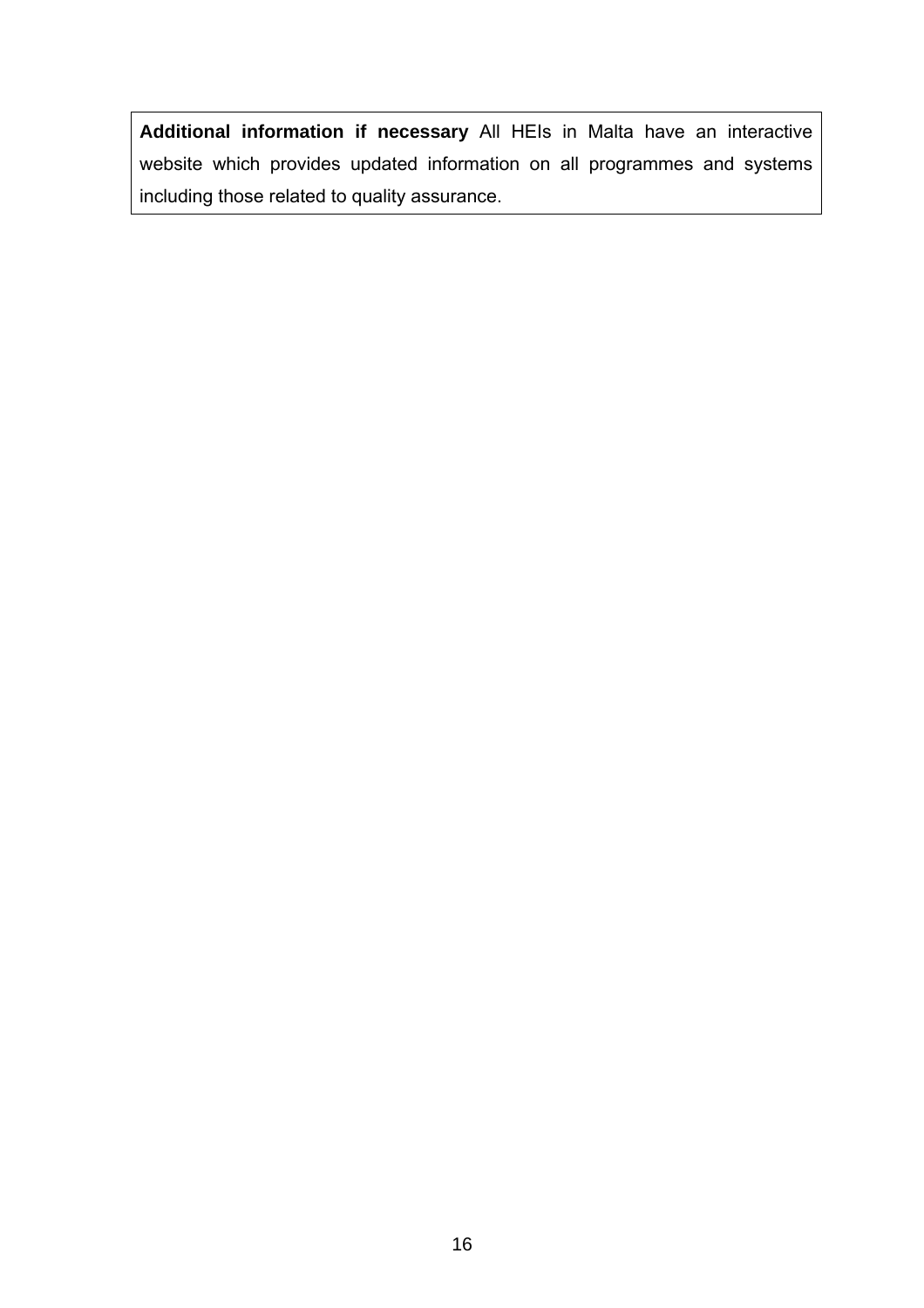**Additional information if necessary** All HEIs in Malta have an interactive website which provides updated information on all programmes and systems including those related to quality assurance.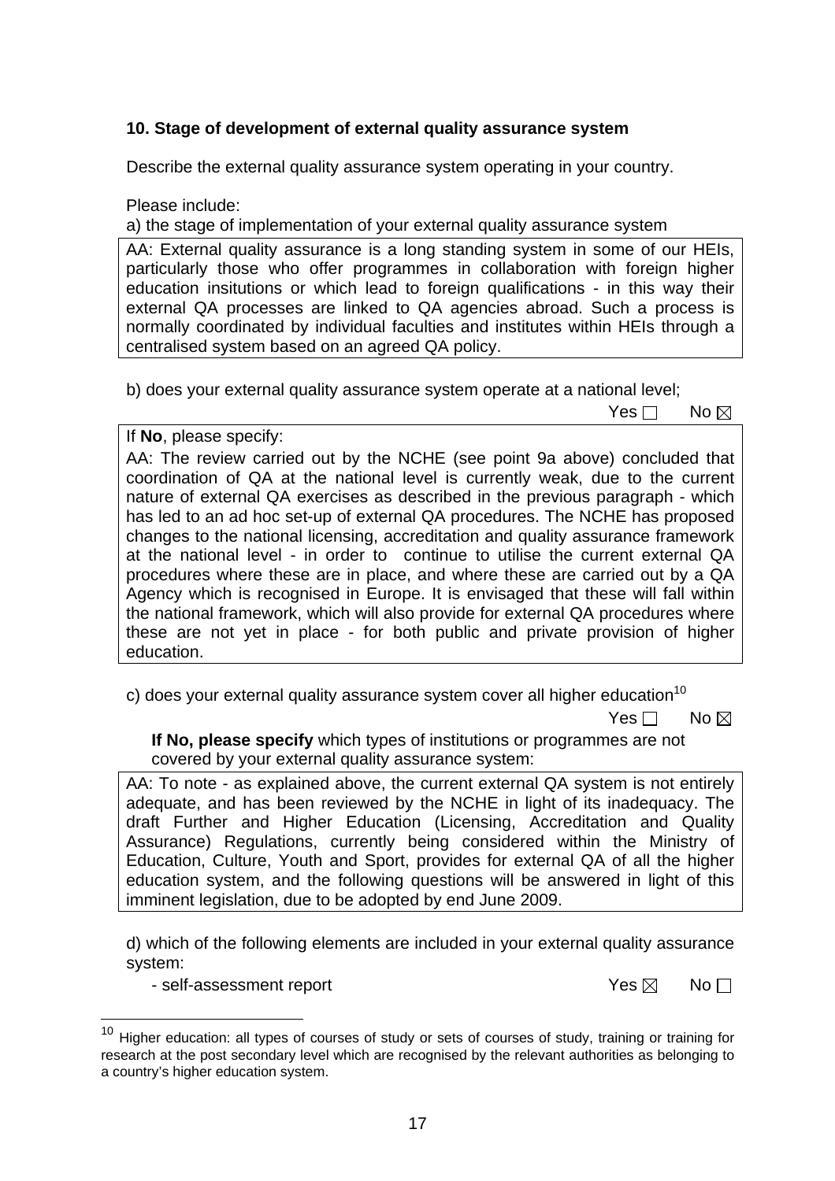**10. Stage of development of external quality assurance system**

Describe the external quality assurance system operating in your country.

Please include:

a) the stage of implementation of your external quality assurance system

AA: External quality assurance is a long standing system in some of our HEIs, particularly those who offer programmes in collaboration with foreign higher education insitutions or which lead to foreign qualifications - in this way their external QA processes are linked to QA agencies abroad. Such a process is normally coordinated by individual faculties and institutes within HEIs through a centralised system based on an agreed QA policy.

b) does your external quality assurance system operate at a national level;

Yes ☐ No ☒

If **No**, please specify:

AA: The review carried out by the NCHE (see point 9a above) concluded that coordination of QA at the national level is currently weak, due to the current nature of external QA exercises as described in the previous paragraph - which has led to an ad hoc set-up of external QA procedures. The NCHE has proposed changes to the national licensing, accreditation and quality assurance framework at the national level - in order to continue to utilise the current external QA procedures where these are in place, and where these are carried out by a QA Agency which is recognised in Europe. It is envisaged that these will fall within the national framework, which will also provide for external QA procedures where these are not yet in place - for both public and private provision of higher education.

c) does your external quality assurance system cover all higher education[10]

Yes ☐ No ☒

**If No, please specify** which types of institutions or programmes are not covered by your external quality assurance system:

AA: To note - as explained above, the current external QA system is not entirely adequate, and has been reviewed by the NCHE in light of its inadequacy. The draft Further and Higher Education (Licensing, Accreditation and Quality Assurance) Regulations, currently being considered within the Ministry of Education, Culture, Youth and Sport, provides for external QA of all the higher education system, and the following questions will be answered in light of this imminent legislation, due to be adopted by end June 2009.

d) which of the following elements are included in your external quality assurance system:

- self-assessment report Yes ☒ No ☐

[10] Higher education: all types of courses of study or sets of courses of study, training or training for research at the post secondary level which are recognised by the relevant authorities as belonging to a country's higher education system.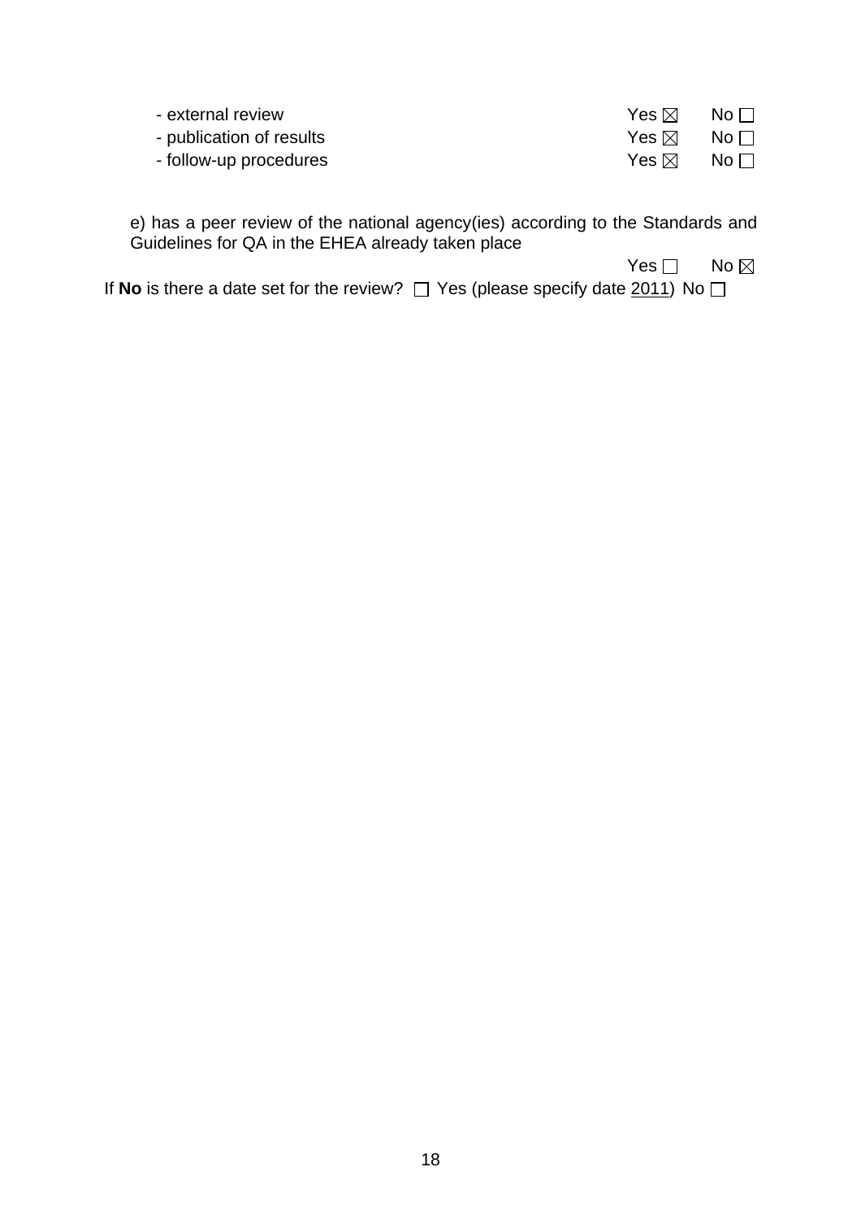- external review Yes ☒ No ☐
- publication of results Yes ☒ No ☐
- follow-up procedures Yes ☒ No ☐

e) has a peer review of the national agency(ies) according to the Standards and Guidelines for QA in the EHEA already taken place

Yes ☐ No ☒

If **No** is there a date set for the review? ☐ Yes (please specify date 2011) No ☐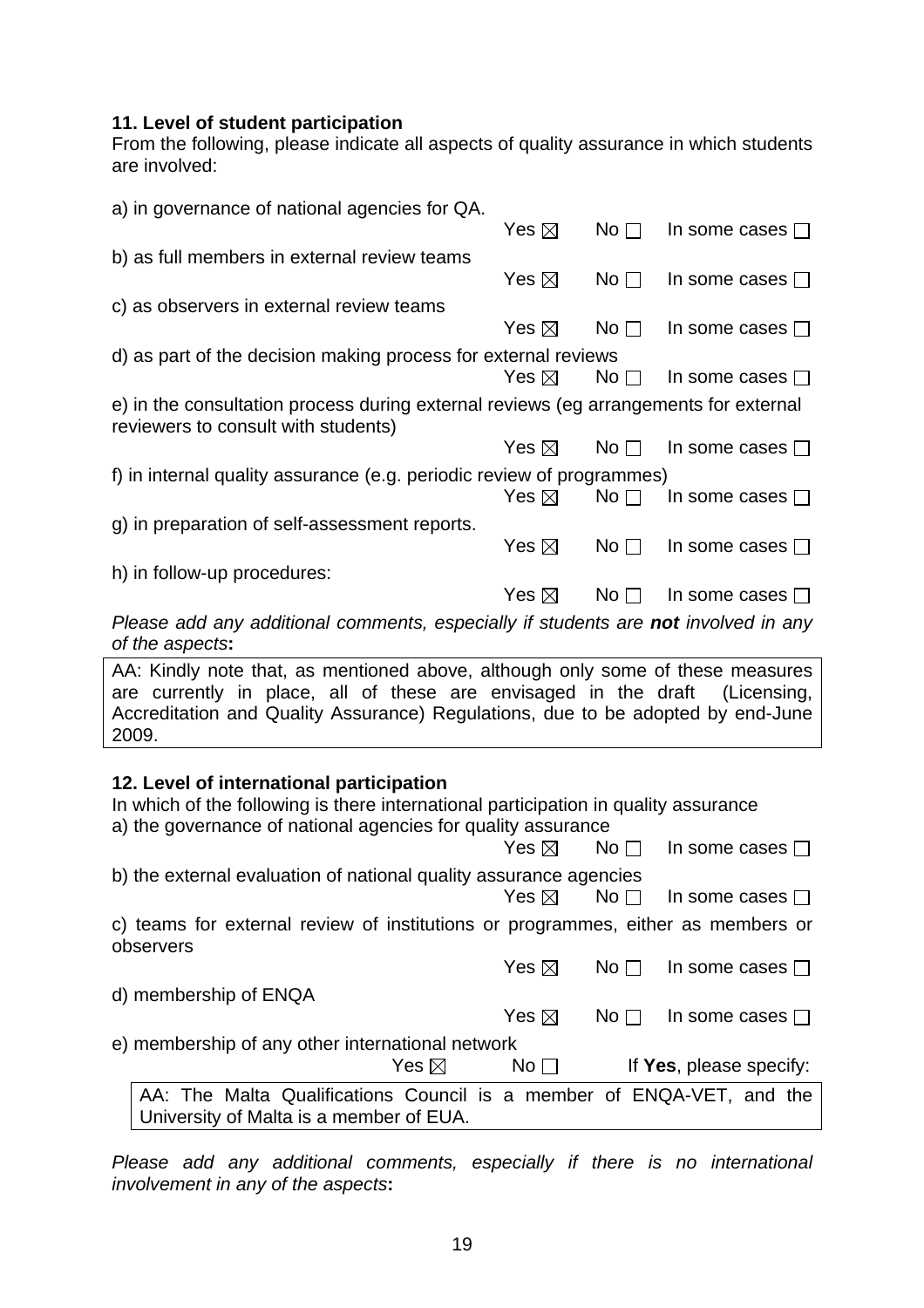**11. Level of student participation**

From the following, please indicate all aspects of quality assurance in which students are involved:

a) in governance of national agencies for QA.
Yes ☒ No ☐ In some cases ☐

b) as full members in external review teams
Yes ☒ No ☐ In some cases ☐

c) as observers in external review teams
Yes ☒ No ☐ In some cases ☐

d) as part of the decision making process for external reviews
Yes ☒ No ☐ In some cases ☐

e) in the consultation process during external reviews (eg arrangements for external reviewers to consult with students)
Yes ☒ No ☐ In some cases ☐

f) in internal quality assurance (e.g. periodic review of programmes)
Yes ☒ No ☐ In some cases ☐

g) in preparation of self-assessment reports.
Yes ☒ No ☐ In some cases ☐

h) in follow-up procedures:
Yes ☒ No ☐ In some cases ☐

*Please add any additional comments, especially if students are **not** involved in any of the aspects***:**

AA: Kindly note that, as mentioned above, although only some of these measures are currently in place, all of these are envisaged in the draft (Licensing, Accreditation and Quality Assurance) Regulations, due to be adopted by end-June 2009.

**12. Level of international participation**

In which of the following is there international participation in quality assurance

a) the governance of national agencies for quality assurance
Yes ☒ No ☐ In some cases ☐

b) the external evaluation of national quality assurance agencies
Yes ☒ No ☐ In some cases ☐

c) teams for external review of institutions or programmes, either as members or observers
Yes ☒ No ☐ In some cases ☐

d) membership of ENQA
Yes ☒ No ☐ In some cases ☐

e) membership of any other international network
Yes ☒ No ☐ If **Yes**, please specify:

AA: The Malta Qualifications Council is a member of ENQA-VET, and the University of Malta is a member of EUA.

*Please add any additional comments, especially if there is no international involvement in any of the aspects***:**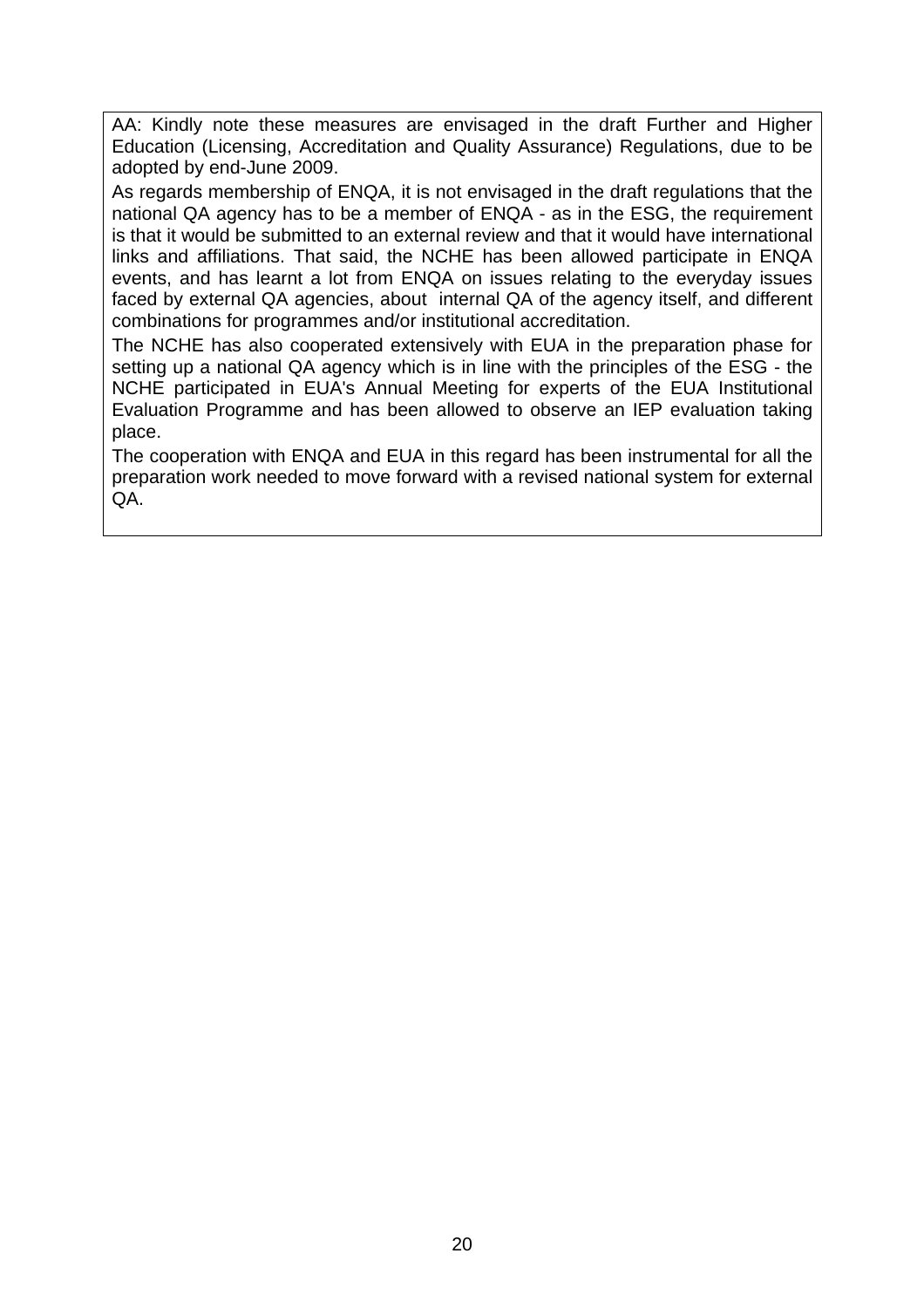AA: Kindly note these measures are envisaged in the draft Further and Higher Education (Licensing, Accreditation and Quality Assurance) Regulations, due to be adopted by end-June 2009.

As regards membership of ENQA, it is not envisaged in the draft regulations that the national QA agency has to be a member of ENQA - as in the ESG, the requirement is that it would be submitted to an external review and that it would have international links and affiliations. That said, the NCHE has been allowed participate in ENQA events, and has learnt a lot from ENQA on issues relating to the everyday issues faced by external QA agencies, about internal QA of the agency itself, and different combinations for programmes and/or institutional accreditation.

The NCHE has also cooperated extensively with EUA in the preparation phase for setting up a national QA agency which is in line with the principles of the ESG - the NCHE participated in EUA's Annual Meeting for experts of the EUA Institutional Evaluation Programme and has been allowed to observe an IEP evaluation taking place.

The cooperation with ENQA and EUA in this regard has been instrumental for all the preparation work needed to move forward with a revised national system for external QA.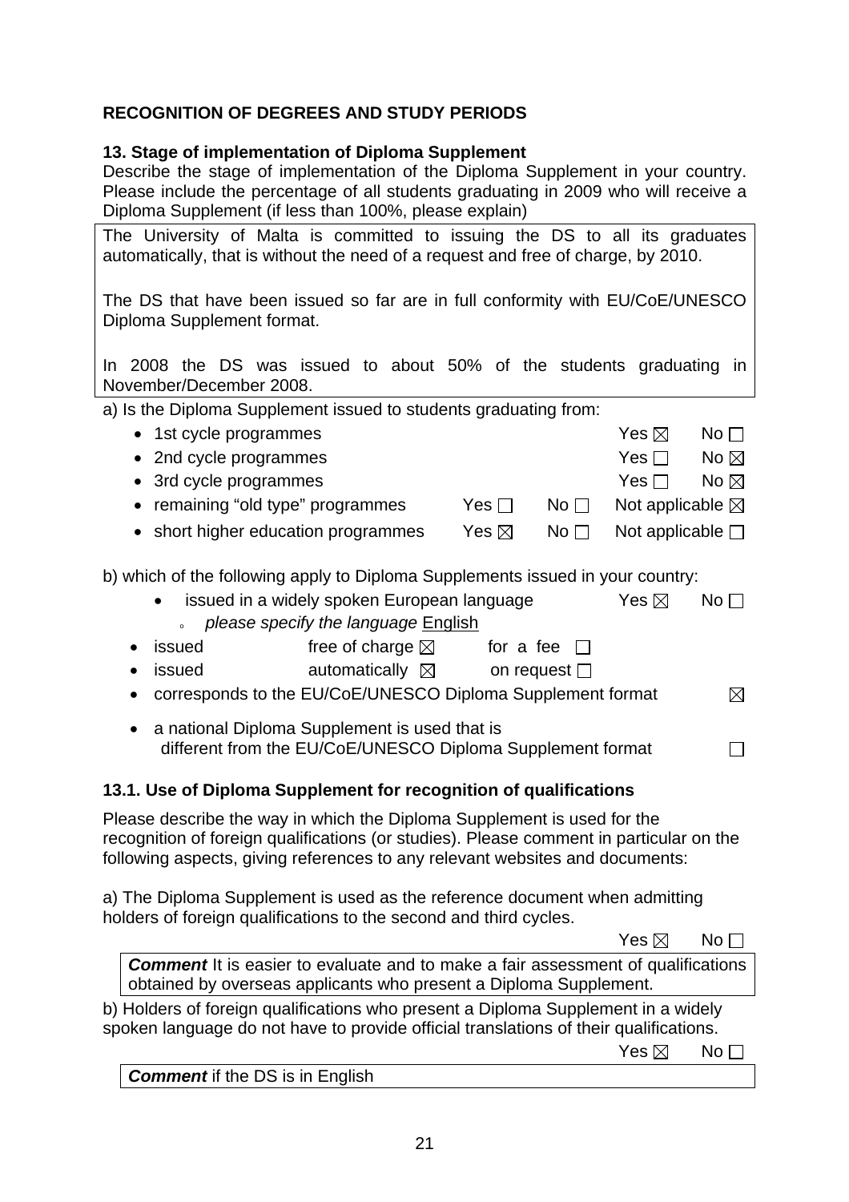## RECOGNITION OF DEGREES AND STUDY PERIODS

### 13. Stage of implementation of Diploma Supplement

Describe the stage of implementation of the Diploma Supplement in your country. Please include the percentage of all students graduating in 2009 who will receive a Diploma Supplement (if less than 100%, please explain)

> The University of Malta is committed to issuing the DS to all its graduates automatically, that is without the need of a request and free of charge, by 2010.
>
> The DS that have been issued so far are in full conformity with EU/CoE/UNESCO Diploma Supplement format.
>
> In 2008 the DS was issued to about 50% of the students graduating in November/December 2008.

a) Is the Diploma Supplement issued to students graduating from:

- 1st cycle programmes Yes ☒ No ☐
- 2nd cycle programmes Yes ☐ No ☒
- 3rd cycle programmes Yes ☐ No ☒
- remaining "old type" programmes Yes ☐ No ☐ Not applicable ☒
- short higher education programmes Yes ☒ No ☐ Not applicable ☐

b) which of the following apply to Diploma Supplements issued in your country:

- issued in a widely spoken European language Yes ☒ No ☐
  - *please specify the language* English
- issued free of charge ☒ for a fee ☐
- issued automatically ☒ on request ☐
- corresponds to the EU/CoE/UNESCO Diploma Supplement format ☒
- a national Diploma Supplement is used that is different from the EU/CoE/UNESCO Diploma Supplement format ☐

### 13.1. Use of Diploma Supplement for recognition of qualifications

Please describe the way in which the Diploma Supplement is used for the recognition of foreign qualifications (or studies). Please comment in particular on the following aspects, giving references to any relevant websites and documents:

a) The Diploma Supplement is used as the reference document when admitting holders of foreign qualifications to the second and third cycles.

Yes ☒ No ☐

> ***Comment*** It is easier to evaluate and to make a fair assessment of qualifications obtained by overseas applicants who present a Diploma Supplement.

b) Holders of foreign qualifications who present a Diploma Supplement in a widely spoken language do not have to provide official translations of their qualifications.

Yes ☒ No ☐

> ***Comment*** if the DS is in English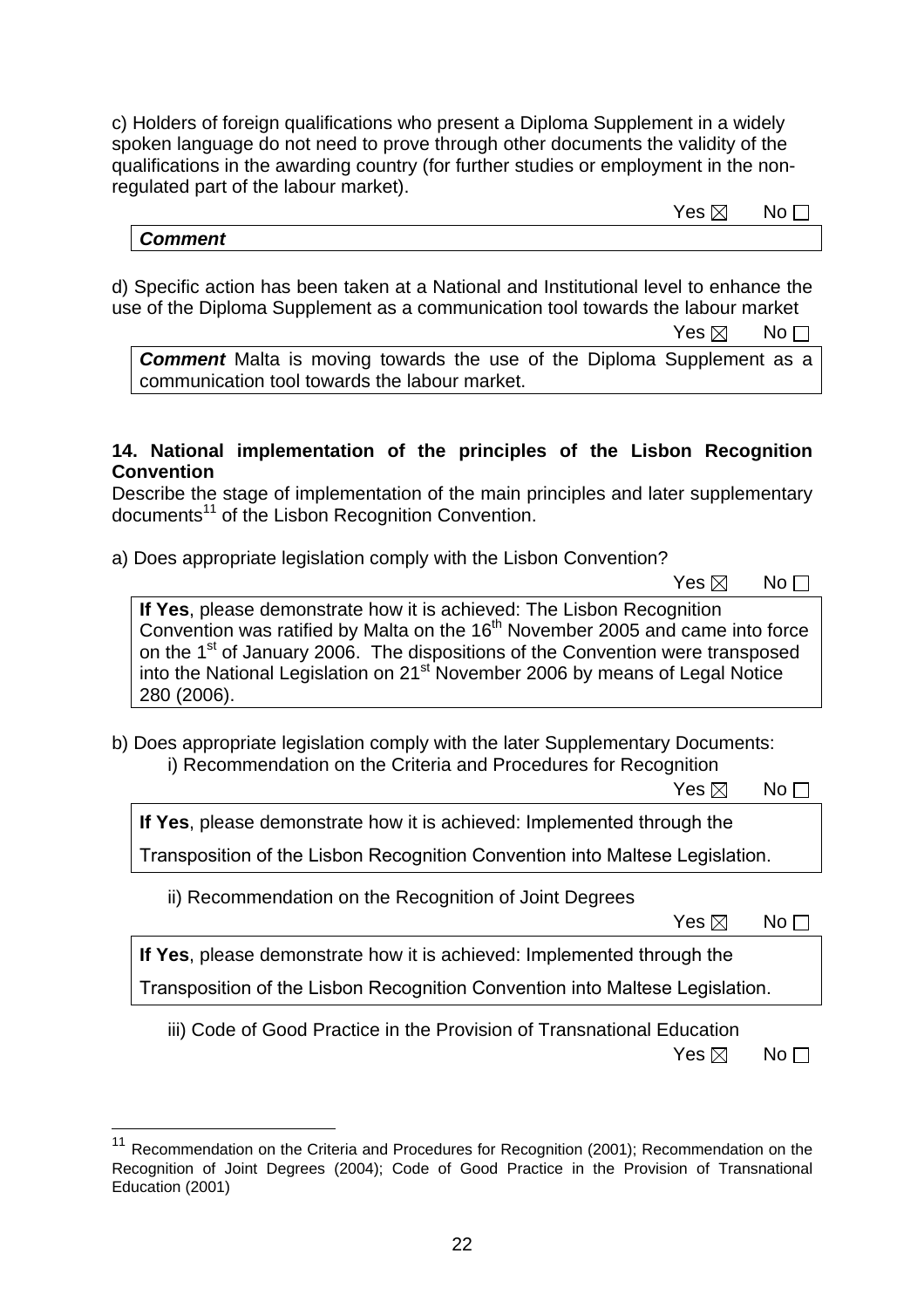c) Holders of foreign qualifications who present a Diploma Supplement in a widely spoken language do not need to prove through other documents the validity of the qualifications in the awarding country (for further studies or employment in the non-regulated part of the labour market).

Yes ☒ No ☐

| ***Comment*** |
|---|

d) Specific action has been taken at a National and Institutional level to enhance the use of the Diploma Supplement as a communication tool towards the labour market

Yes ☒ No ☐

| ***Comment*** Malta is moving towards the use of the Diploma Supplement as a communication tool towards the labour market. |
|---|

**14. National implementation of the principles of the Lisbon Recognition Convention**

Describe the stage of implementation of the main principles and later supplementary documents[11] of the Lisbon Recognition Convention.

a) Does appropriate legislation comply with the Lisbon Convention?

Yes ☒ No ☐

| **If Yes**, please demonstrate how it is achieved: The Lisbon Recognition Convention was ratified by Malta on the 16th November 2005 and came into force on the 1st of January 2006. The dispositions of the Convention were transposed into the National Legislation on 21st November 2006 by means of Legal Notice 280 (2006). |
|---|

b) Does appropriate legislation comply with the later Supplementary Documents:

i) Recommendation on the Criteria and Procedures for Recognition

Yes ☒ No ☐

| **If Yes**, please demonstrate how it is achieved: Implemented through the Transposition of the Lisbon Recognition Convention into Maltese Legislation. |
|---|

ii) Recommendation on the Recognition of Joint Degrees

Yes ☒ No ☐

| **If Yes**, please demonstrate how it is achieved: Implemented through the Transposition of the Lisbon Recognition Convention into Maltese Legislation. |
|---|

iii) Code of Good Practice in the Provision of Transnational Education

Yes ☒ No ☐

[11] Recommendation on the Criteria and Procedures for Recognition (2001); Recommendation on the Recognition of Joint Degrees (2004); Code of Good Practice in the Provision of Transnational Education (2001)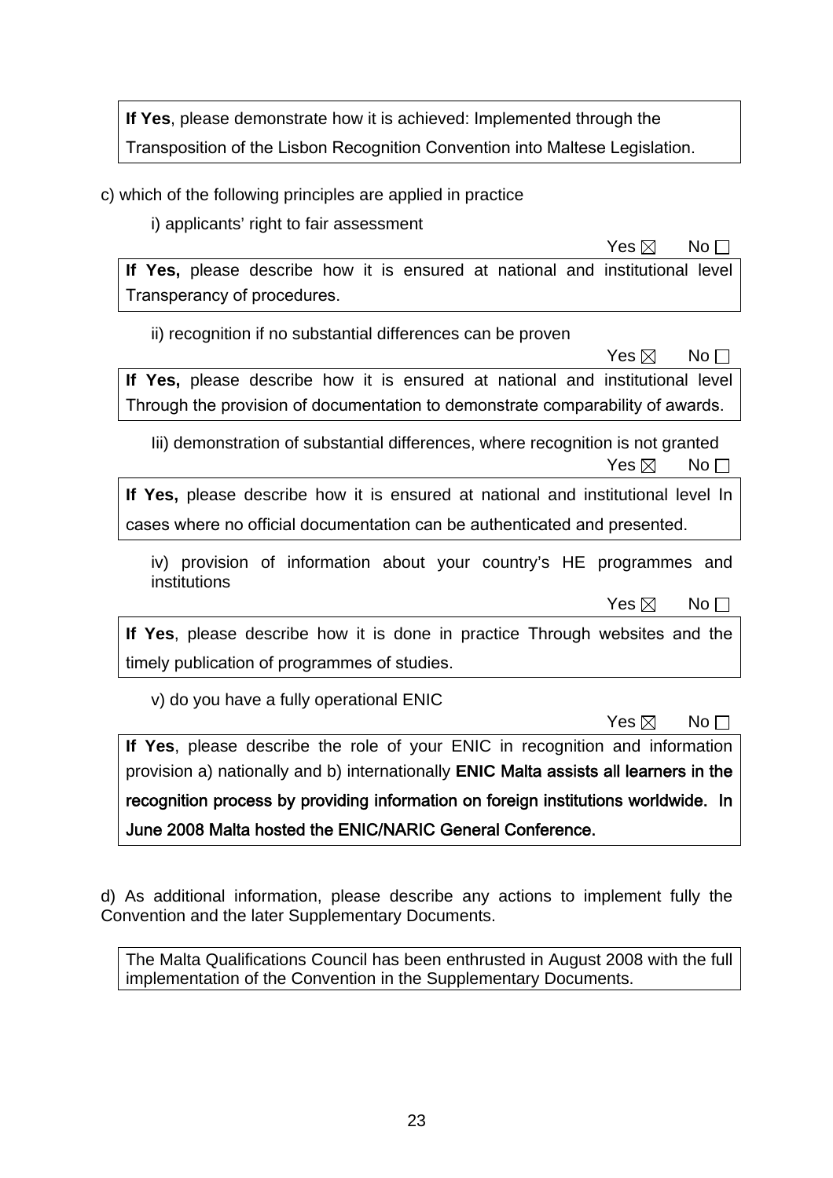**If Yes**, please demonstrate how it is achieved: Implemented through the Transposition of the Lisbon Recognition Convention into Maltese Legislation.

c) which of the following principles are applied in practice

i) applicants' right to fair assessment

Yes ☒ No ☐

**If Yes,** please describe how it is ensured at national and institutional level Transperancy of procedures.

ii) recognition if no substantial differences can be proven

Yes ☒ No ☐

**If Yes,** please describe how it is ensured at national and institutional level Through the provision of documentation to demonstrate comparability of awards.

Iii) demonstration of substantial differences, where recognition is not granted

Yes ☒ No ☐

**If Yes,** please describe how it is ensured at national and institutional level In cases where no official documentation can be authenticated and presented.

iv) provision of information about your country's HE programmes and institutions

Yes ☒ No ☐

**If Yes**, please describe how it is done in practice Through websites and the timely publication of programmes of studies.

v) do you have a fully operational ENIC

Yes ☒ No ☐

**If Yes**, please describe the role of your ENIC in recognition and information provision a) nationally and b) internationally **ENIC Malta assists all learners in the recognition process by providing information on foreign institutions worldwide. In June 2008 Malta hosted the ENIC/NARIC General Conference.**

d) As additional information, please describe any actions to implement fully the Convention and the later Supplementary Documents.

The Malta Qualifications Council has been enthrusted in August 2008 with the full implementation of the Convention in the Supplementary Documents.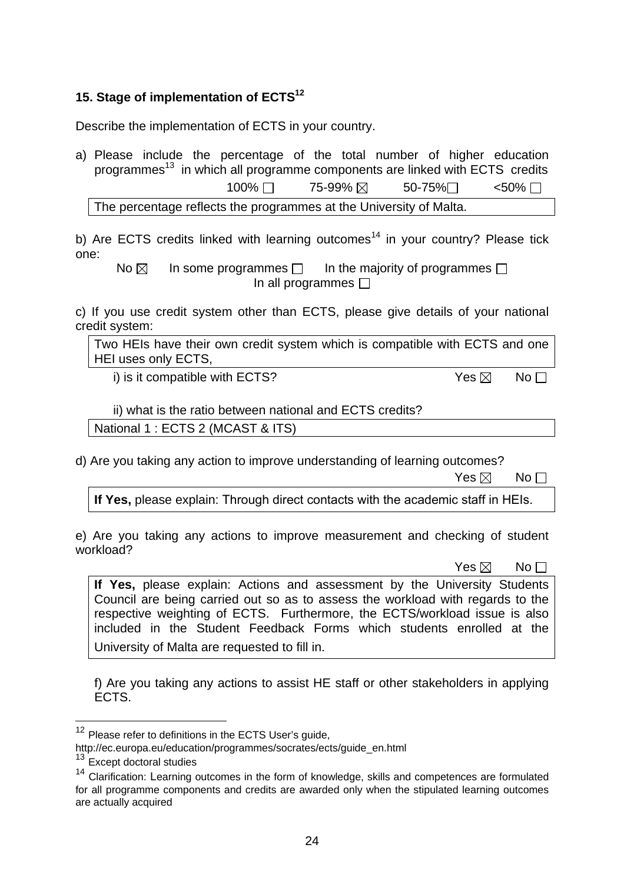### 15. Stage of implementation of ECTS[12]

Describe the implementation of ECTS in your country.

a) Please include the percentage of the total number of higher education programmes[13] in which all programme components are linked with ECTS credits

100% ☐ 75-99% ☒ 50-75% ☐ <50% ☐

The percentage reflects the programmes at the University of Malta.

b) Are ECTS credits linked with learning outcomes[14] in your country? Please tick one:

No ☒ In some programmes ☐ In the majority of programmes ☐ In all programmes ☐

c) If you use credit system other than ECTS, please give details of your national credit system:

Two HEIs have their own credit system which is compatible with ECTS and one HEI uses only ECTS,

i) is it compatible with ECTS? Yes ☒ No ☐

ii) what is the ratio between national and ECTS credits?

National 1 : ECTS 2 (MCAST & ITS)

d) Are you taking any action to improve understanding of learning outcomes?

Yes ☒ No ☐

**If Yes,** please explain: Through direct contacts with the academic staff in HEIs.

e) Are you taking any actions to improve measurement and checking of student workload?

Yes ☒ No ☐

**If Yes,** please explain: Actions and assessment by the University Students Council are being carried out so as to assess the workload with regards to the respective weighting of ECTS. Furthermore, the ECTS/workload issue is also included in the Student Feedback Forms which students enrolled at the University of Malta are requested to fill in.

f) Are you taking any actions to assist HE staff or other stakeholders in applying ECTS.

---

[12] Please refer to definitions in the ECTS User's guide, http://ec.europa.eu/education/programmes/socrates/ects/guide_en.html

[13] Except doctoral studies

[14] Clarification: Learning outcomes in the form of knowledge, skills and competences are formulated for all programme components and credits are awarded only when the stipulated learning outcomes are actually acquired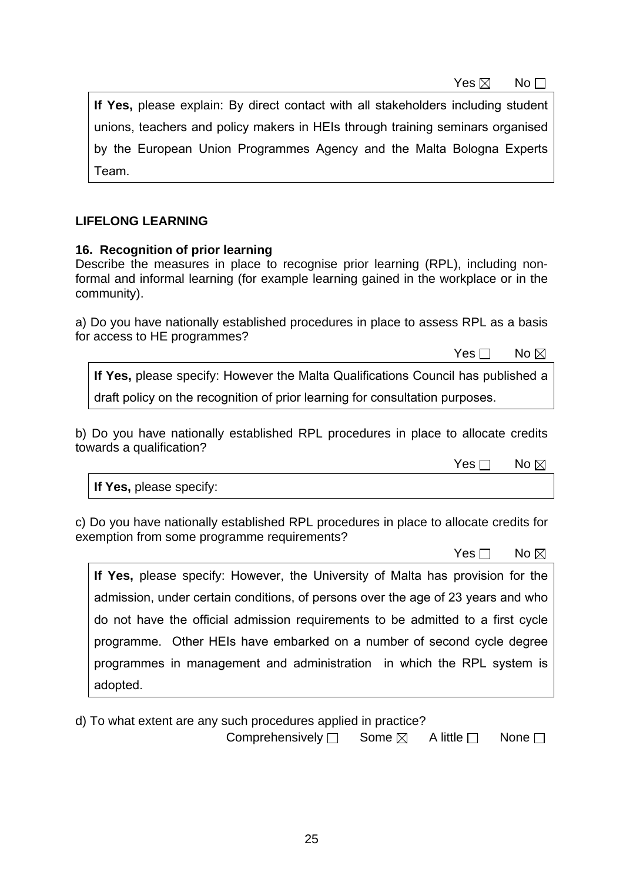Yes ☒ No ☐

**If Yes,** please explain: By direct contact with all stakeholders including student unions, teachers and policy makers in HEIs through training seminars organised by the European Union Programmes Agency and the Malta Bologna Experts Team.

**LIFELONG LEARNING**

**16. Recognition of prior learning**

Describe the measures in place to recognise prior learning (RPL), including non-formal and informal learning (for example learning gained in the workplace or in the community).

a) Do you have nationally established procedures in place to assess RPL as a basis for access to HE programmes?

Yes ☐ No ☒

**If Yes,** please specify: However the Malta Qualifications Council has published a draft policy on the recognition of prior learning for consultation purposes.

b) Do you have nationally established RPL procedures in place to allocate credits towards a qualification?

Yes ☐ No ☒

**If Yes,** please specify:

c) Do you have nationally established RPL procedures in place to allocate credits for exemption from some programme requirements?

Yes ☐ No ☒

**If Yes,** please specify: However, the University of Malta has provision for the admission, under certain conditions, of persons over the age of 23 years and who do not have the official admission requirements to be admitted to a first cycle programme. Other HEIs have embarked on a number of second cycle degree programmes in management and administration in which the RPL system is adopted.

d) To what extent are any such procedures applied in practice?

Comprehensively ☐ Some ☒ A little ☐ None ☐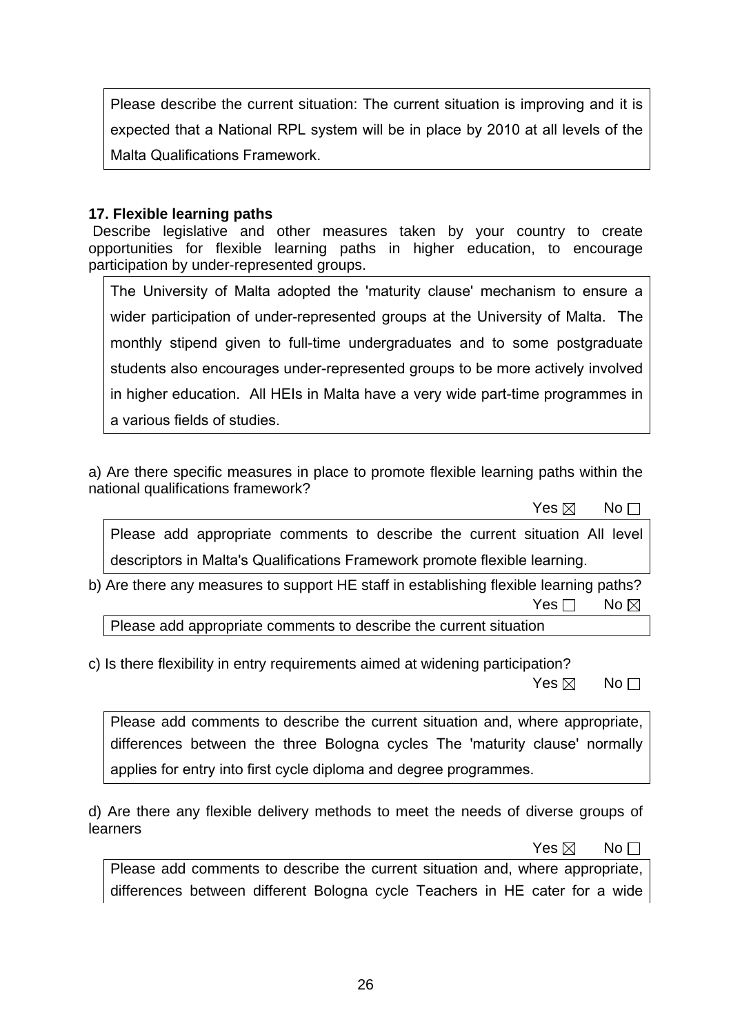Please describe the current situation: The current situation is improving and it is expected that a National RPL system will be in place by 2010 at all levels of the Malta Qualifications Framework.

**17. Flexible learning paths**

Describe legislative and other measures taken by your country to create opportunities for flexible learning paths in higher education, to encourage participation by under-represented groups.

The University of Malta adopted the 'maturity clause' mechanism to ensure a wider participation of under-represented groups at the University of Malta. The monthly stipend given to full-time undergraduates and to some postgraduate students also encourages under-represented groups to be more actively involved in higher education. All HEIs in Malta have a very wide part-time programmes in a various fields of studies.

a) Are there specific measures in place to promote flexible learning paths within the national qualifications framework?

Yes ☒ No ☐

Please add appropriate comments to describe the current situation All level descriptors in Malta's Qualifications Framework promote flexible learning.

b) Are there any measures to support HE staff in establishing flexible learning paths?

Yes ☐ No ☒

Please add appropriate comments to describe the current situation

c) Is there flexibility in entry requirements aimed at widening participation?

Yes ☒ No ☐

Please add comments to describe the current situation and, where appropriate, differences between the three Bologna cycles The 'maturity clause' normally applies for entry into first cycle diploma and degree programmes.

d) Are there any flexible delivery methods to meet the needs of diverse groups of learners

Yes ☒ No ☐

Please add comments to describe the current situation and, where appropriate, differences between different Bologna cycle Teachers in HE cater for a wide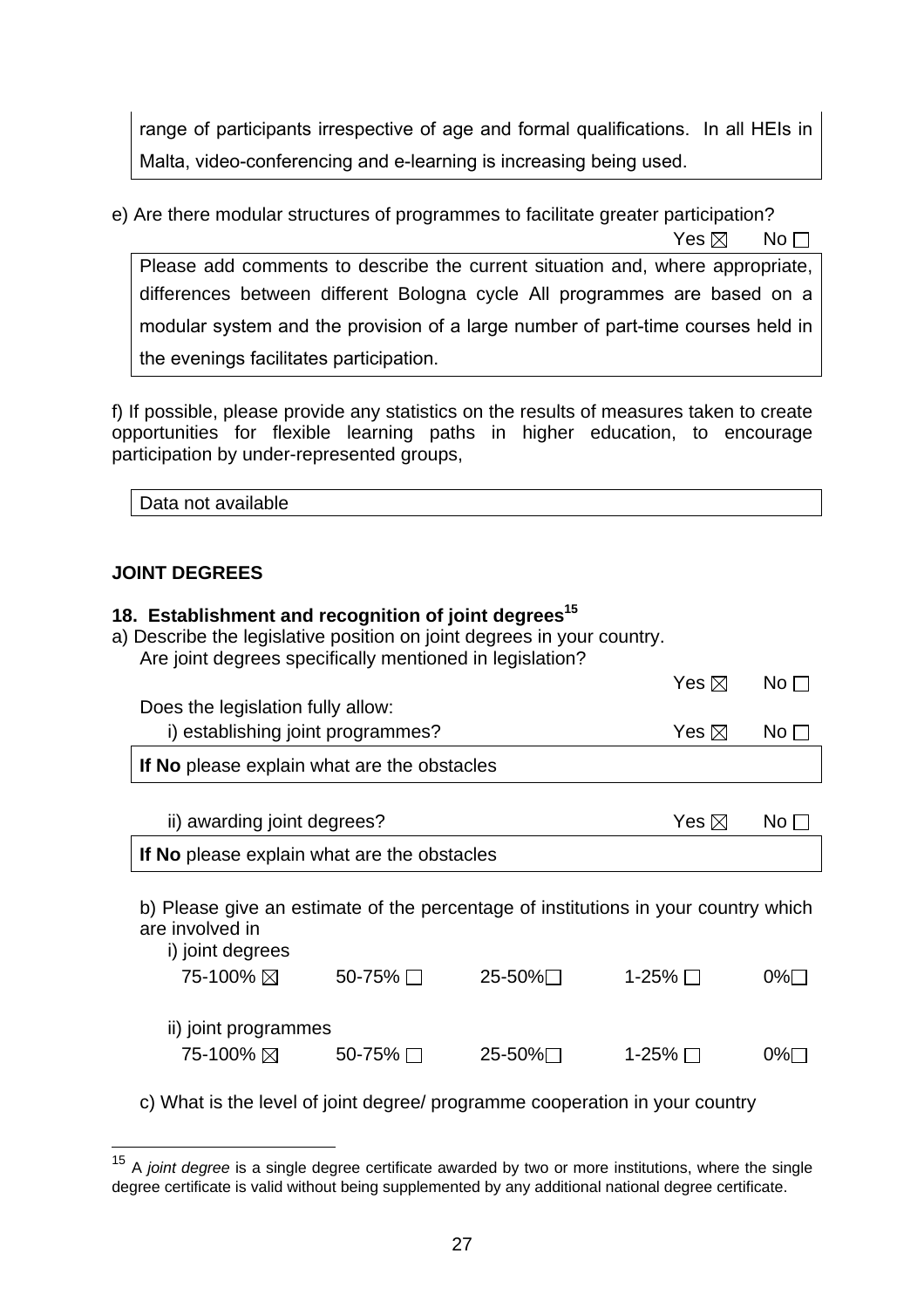range of participants irrespective of age and formal qualifications. In all HEIs in Malta, video-conferencing and e-learning is increasing being used.

e) Are there modular structures of programmes to facilitate greater participation?

Yes ☒ No ☐

Please add comments to describe the current situation and, where appropriate, differences between different Bologna cycle All programmes are based on a modular system and the provision of a large number of part-time courses held in the evenings facilitates participation.

f) If possible, please provide any statistics on the results of measures taken to create opportunities for flexible learning paths in higher education, to encourage participation by under-represented groups,

Data not available

## JOINT DEGREES

### 18. Establishment and recognition of joint degrees[15]

a) Describe the legislative position on joint degrees in your country.
Are joint degrees specifically mentioned in legislation?

Yes ☒ No ☐

Does the legislation fully allow:

i) establishing joint programmes? Yes ☒ No ☐

**If No** please explain what are the obstacles

ii) awarding joint degrees? Yes ☒ No ☐

**If No** please explain what are the obstacles

b) Please give an estimate of the percentage of institutions in your country which are involved in

i) joint degrees

75-100% ☒ 50-75% ☐ 25-50% ☐ 1-25% ☐ 0% ☐

ii) joint programmes

75-100% ☒ 50-75% ☐ 25-50% ☐ 1-25% ☐ 0% ☐

c) What is the level of joint degree/ programme cooperation in your country

---

[15] A *joint degree* is a single degree certificate awarded by two or more institutions, where the single degree certificate is valid without being supplemented by any additional national degree certificate.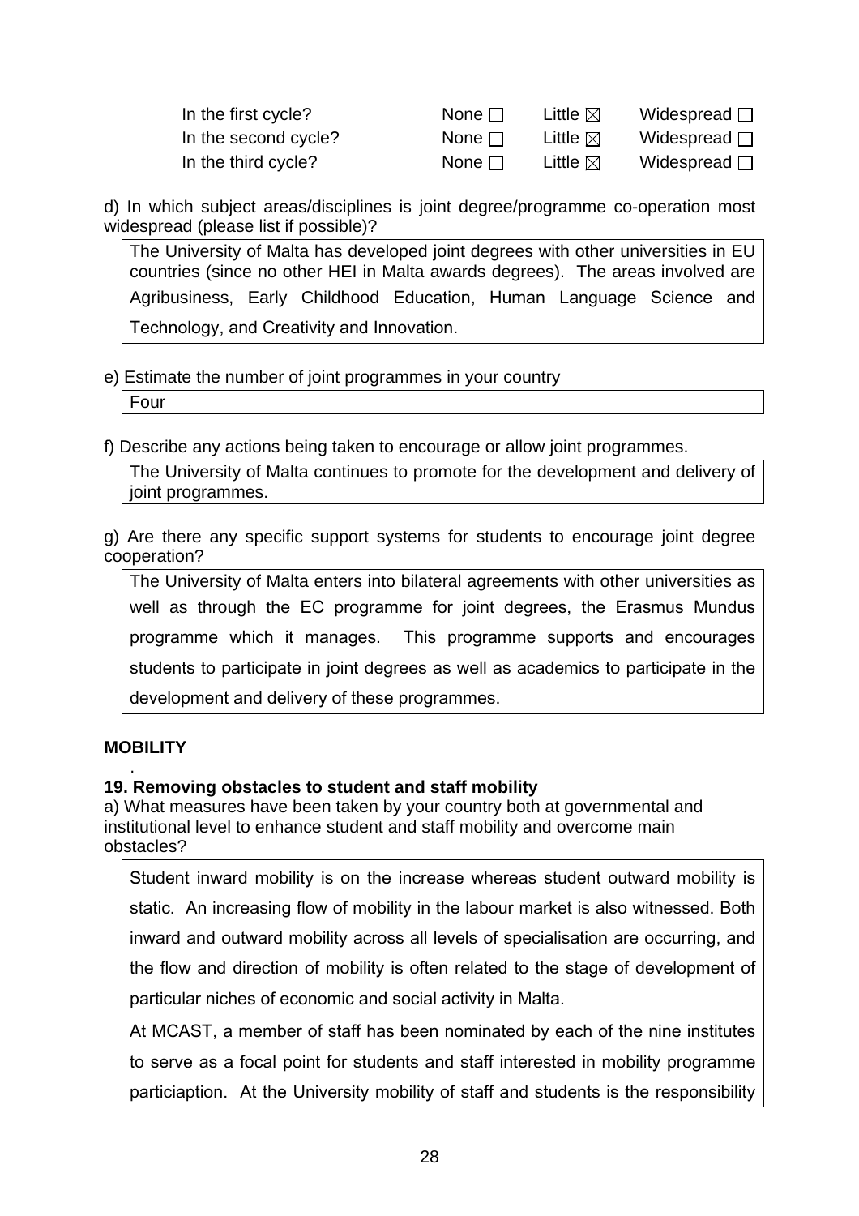| | | | |
|---|---|---|---|
| In the first cycle? | None ☐ | Little ☒ | Widespread ☐ |
| In the second cycle? | None ☐ | Little ☒ | Widespread ☐ |
| In the third cycle? | None ☐ | Little ☒ | Widespread ☐ |

d) In which subject areas/disciplines is joint degree/programme co-operation most widespread (please list if possible)?

> The University of Malta has developed joint degrees with other universities in EU countries (since no other HEI in Malta awards degrees). The areas involved are Agribusiness, Early Childhood Education, Human Language Science and Technology, and Creativity and Innovation.

e) Estimate the number of joint programmes in your country

> Four

f) Describe any actions being taken to encourage or allow joint programmes.

> The University of Malta continues to promote for the development and delivery of joint programmes.

g) Are there any specific support systems for students to encourage joint degree cooperation?

> The University of Malta enters into bilateral agreements with other universities as well as through the EC programme for joint degrees, the Erasmus Mundus programme which it manages. This programme supports and encourages students to participate in joint degrees as well as academics to participate in the development and delivery of these programmes.

**MOBILITY**

.

**19. Removing obstacles to student and staff mobility**

a) What measures have been taken by your country both at governmental and institutional level to enhance student and staff mobility and overcome main obstacles?

> Student inward mobility is on the increase whereas student outward mobility is static. An increasing flow of mobility in the labour market is also witnessed. Both inward and outward mobility across all levels of specialisation are occurring, and the flow and direction of mobility is often related to the stage of development of particular niches of economic and social activity in Malta.
>
> At MCAST, a member of staff has been nominated by each of the nine institutes to serve as a focal point for students and staff interested in mobility programme particiaption. At the University mobility of staff and students is the responsibility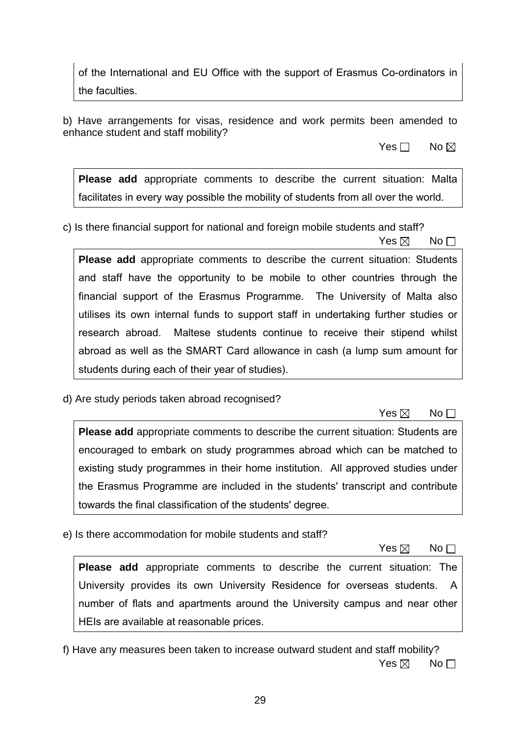of the International and EU Office with the support of Erasmus Co-ordinators in the faculties.

b) Have arrangements for visas, residence and work permits been amended to enhance student and staff mobility?

Yes ☐ No ☒

**Please add** appropriate comments to describe the current situation: Malta facilitates in every way possible the mobility of students from all over the world.

c) Is there financial support for national and foreign mobile students and staff?

Yes ☒ No ☐

**Please add** appropriate comments to describe the current situation: Students and staff have the opportunity to be mobile to other countries through the financial support of the Erasmus Programme. The University of Malta also utilises its own internal funds to support staff in undertaking further studies or research abroad. Maltese students continue to receive their stipend whilst abroad as well as the SMART Card allowance in cash (a lump sum amount for students during each of their year of studies).

d) Are study periods taken abroad recognised?

Yes ☒ No ☐

**Please add** appropriate comments to describe the current situation: Students are encouraged to embark on study programmes abroad which can be matched to existing study programmes in their home institution. All approved studies under the Erasmus Programme are included in the students' transcript and contribute towards the final classification of the students' degree.

e) Is there accommodation for mobile students and staff?

Yes ☒ No ☐

**Please add** appropriate comments to describe the current situation: The University provides its own University Residence for overseas students. A number of flats and apartments around the University campus and near other HEIs are available at reasonable prices.

f) Have any measures been taken to increase outward student and staff mobility?

Yes ☒ No ☐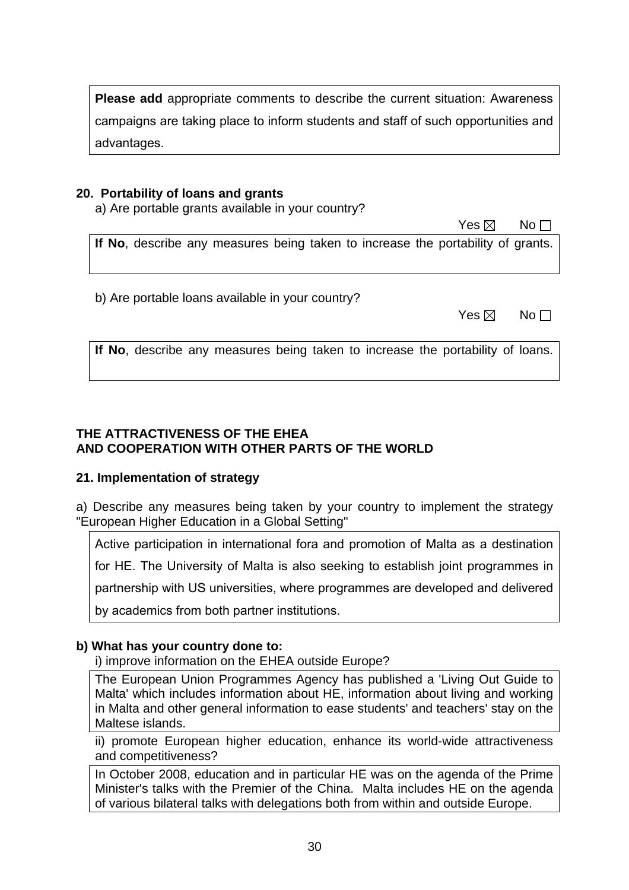**Please add** appropriate comments to describe the current situation: Awareness campaigns are taking place to inform students and staff of such opportunities and advantages.

**20. Portability of loans and grants**

a) Are portable grants available in your country?

Yes ☒ No ☐

**If No**, describe any measures being taken to increase the portability of grants.

b) Are portable loans available in your country?

Yes ☒ No ☐

**If No**, describe any measures being taken to increase the portability of loans.

## THE ATTRACTIVENESS OF THE EHEA AND COOPERATION WITH OTHER PARTS OF THE WORLD

**21. Implementation of strategy**

a) Describe any measures being taken by your country to implement the strategy "European Higher Education in a Global Setting"

Active participation in international fora and promotion of Malta as a destination for HE. The University of Malta is also seeking to establish joint programmes in partnership with US universities, where programmes are developed and delivered by academics from both partner institutions.

**b) What has your country done to:**

i) improve information on the EHEA outside Europe?

The European Union Programmes Agency has published a 'Living Out Guide to Malta' which includes information about HE, information about living and working in Malta and other general information to ease students' and teachers' stay on the Maltese islands.

ii) promote European higher education, enhance its world-wide attractiveness and competitiveness?

In October 2008, education and in particular HE was on the agenda of the Prime Minister's talks with the Premier of the China. Malta includes HE on the agenda of various bilateral talks with delegations both from within and outside Europe.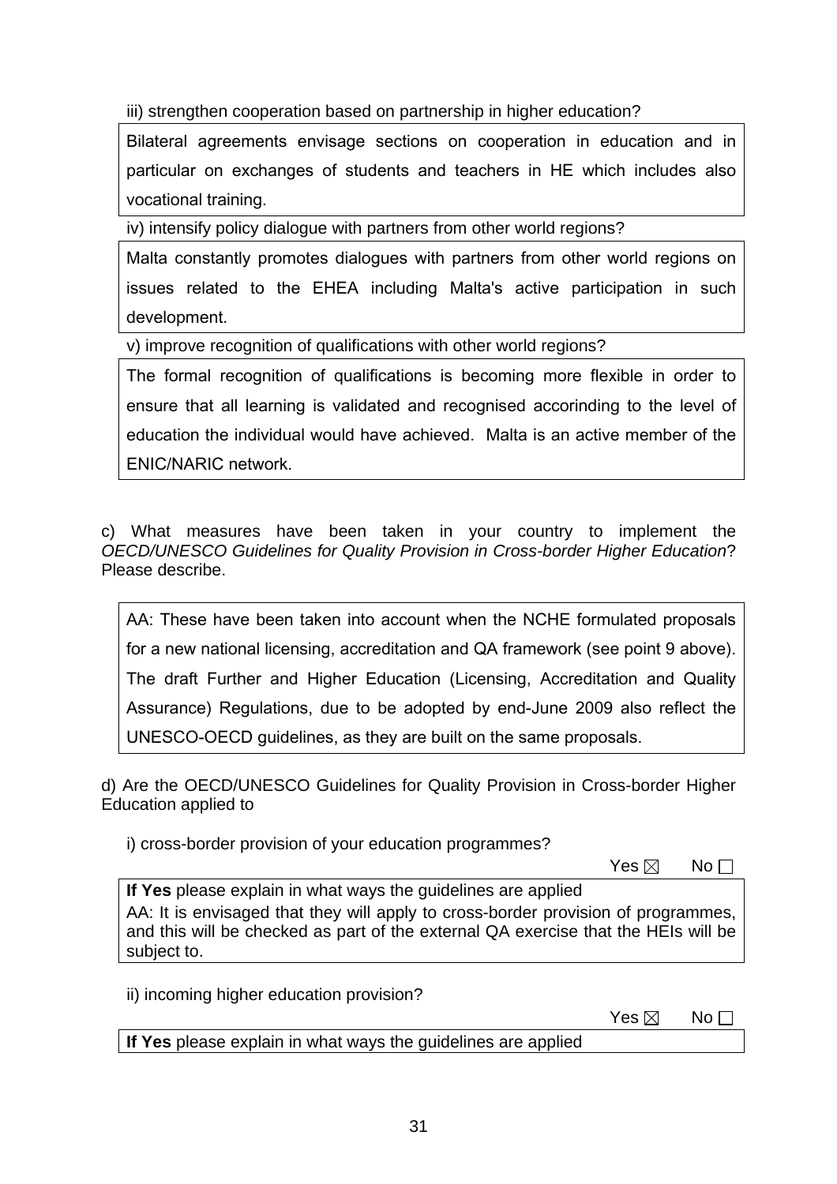iii) strengthen cooperation based on partnership in higher education?

Bilateral agreements envisage sections on cooperation in education and in particular on exchanges of students and teachers in HE which includes also vocational training.

iv) intensify policy dialogue with partners from other world regions?

Malta constantly promotes dialogues with partners from other world regions on issues related to the EHEA including Malta's active participation in such development.

v) improve recognition of qualifications with other world regions?

The formal recognition of qualifications is becoming more flexible in order to ensure that all learning is validated and recognised accorinding to the level of education the individual would have achieved. Malta is an active member of the ENIC/NARIC network.

c) What measures have been taken in your country to implement the *OECD/UNESCO Guidelines for Quality Provision in Cross-border Higher Education*? Please describe.

AA: These have been taken into account when the NCHE formulated proposals for a new national licensing, accreditation and QA framework (see point 9 above). The draft Further and Higher Education (Licensing, Accreditation and Quality Assurance) Regulations, due to be adopted by end-June 2009 also reflect the UNESCO-OECD guidelines, as they are built on the same proposals.

d) Are the OECD/UNESCO Guidelines for Quality Provision in Cross-border Higher Education applied to

i) cross-border provision of your education programmes?

Yes ☒ No ☐

**If Yes** please explain in what ways the guidelines are applied

AA: It is envisaged that they will apply to cross-border provision of programmes, and this will be checked as part of the external QA exercise that the HEIs will be subject to.

ii) incoming higher education provision?

Yes ☒ No ☐

**If Yes** please explain in what ways the guidelines are applied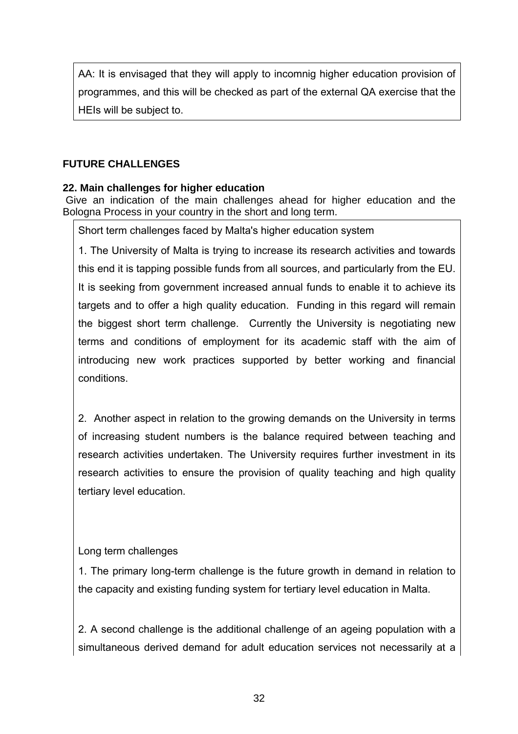AA: It is envisaged that they will apply to incomnig higher education provision of programmes, and this will be checked as part of the external QA exercise that the HEIs will be subject to.

## FUTURE CHALLENGES

### 22. Main challenges for higher education

Give an indication of the main challenges ahead for higher education and the Bologna Process in your country in the short and long term.

Short term challenges faced by Malta's higher education system

1. The University of Malta is trying to increase its research activities and towards this end it is tapping possible funds from all sources, and particularly from the EU. It is seeking from government increased annual funds to enable it to achieve its targets and to offer a high quality education. Funding in this regard will remain the biggest short term challenge. Currently the University is negotiating new terms and conditions of employment for its academic staff with the aim of introducing new work practices supported by better working and financial conditions.

2. Another aspect in relation to the growing demands on the University in terms of increasing student numbers is the balance required between teaching and research activities undertaken. The University requires further investment in its research activities to ensure the provision of quality teaching and high quality tertiary level education.

Long term challenges

1. The primary long-term challenge is the future growth in demand in relation to the capacity and existing funding system for tertiary level education in Malta.

2. A second challenge is the additional challenge of an ageing population with a simultaneous derived demand for adult education services not necessarily at a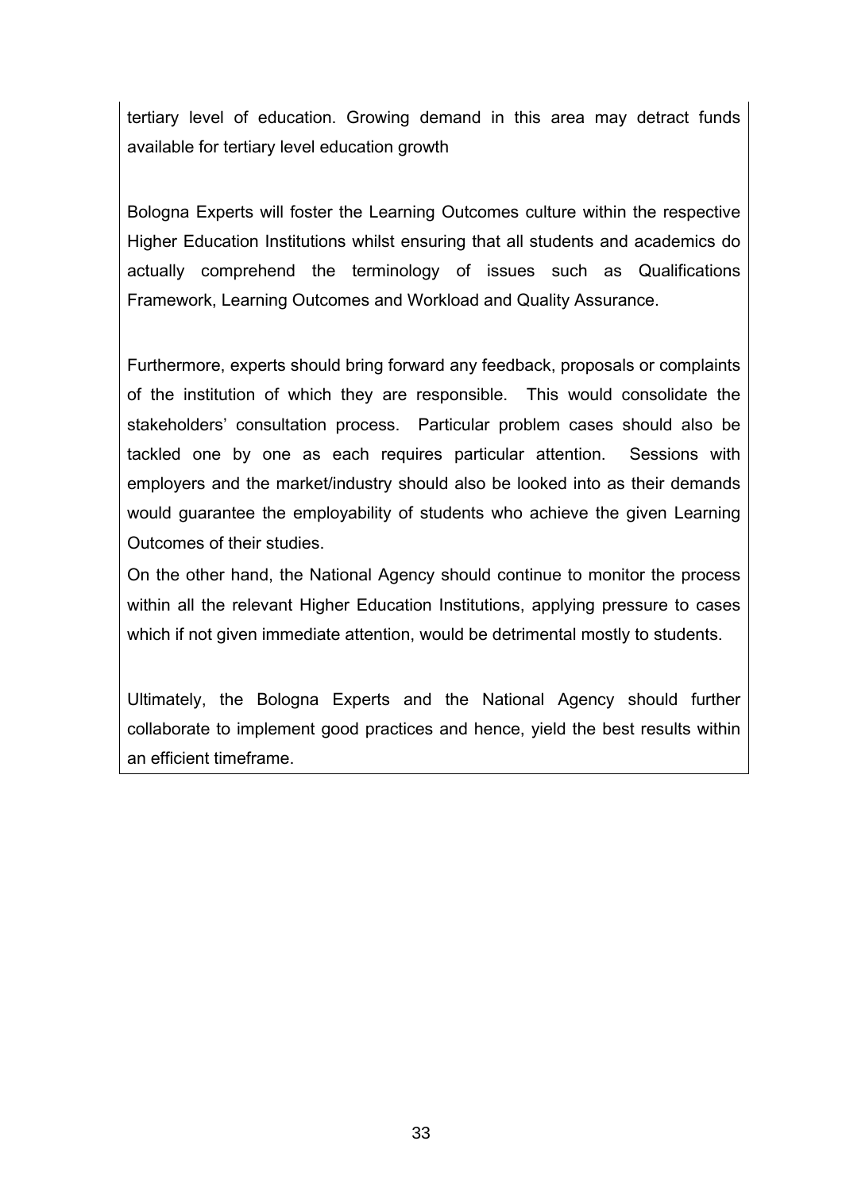tertiary level of education. Growing demand in this area may detract funds available for tertiary level education growth

Bologna Experts will foster the Learning Outcomes culture within the respective Higher Education Institutions whilst ensuring that all students and academics do actually comprehend the terminology of issues such as Qualifications Framework, Learning Outcomes and Workload and Quality Assurance.

Furthermore, experts should bring forward any feedback, proposals or complaints of the institution of which they are responsible. This would consolidate the stakeholders' consultation process. Particular problem cases should also be tackled one by one as each requires particular attention. Sessions with employers and the market/industry should also be looked into as their demands would guarantee the employability of students who achieve the given Learning Outcomes of their studies.

On the other hand, the National Agency should continue to monitor the process within all the relevant Higher Education Institutions, applying pressure to cases which if not given immediate attention, would be detrimental mostly to students.

Ultimately, the Bologna Experts and the National Agency should further collaborate to implement good practices and hence, yield the best results within an efficient timeframe.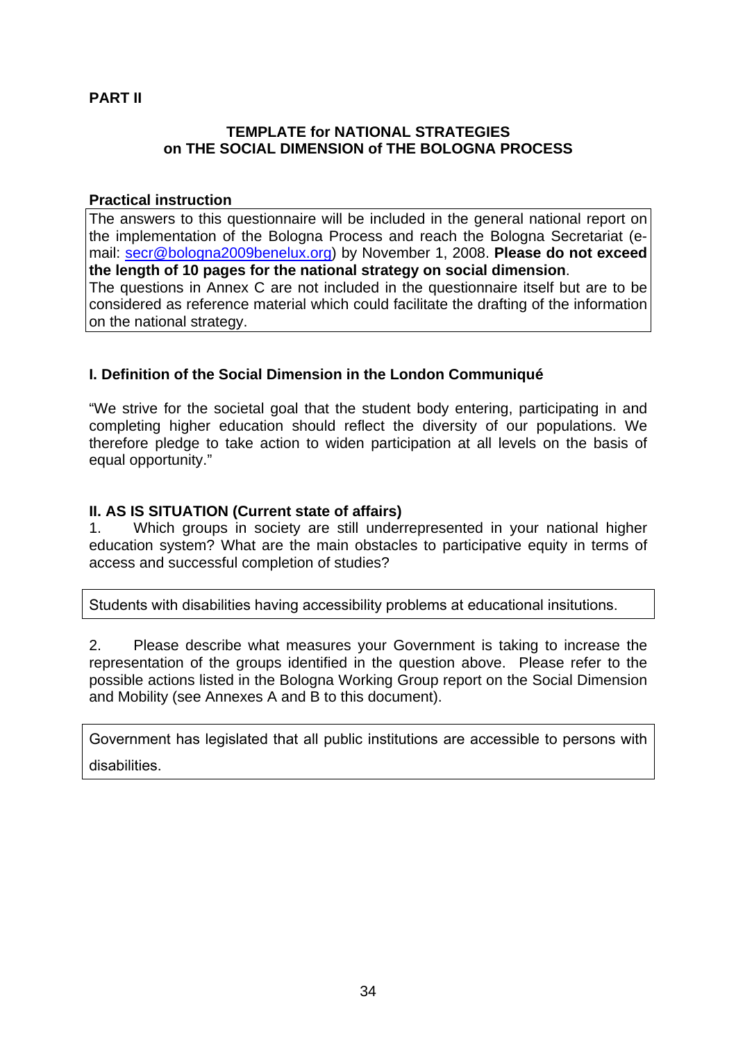**PART II**

**TEMPLATE for NATIONAL STRATEGIES on THE SOCIAL DIMENSION of THE BOLOGNA PROCESS**

**Practical instruction**

The answers to this questionnaire will be included in the general national report on the implementation of the Bologna Process and reach the Bologna Secretariat (e-mail: secr@bologna2009benelux.org) by November 1, 2008. **Please do not exceed the length of 10 pages for the national strategy on social dimension**.
The questions in Annex C are not included in the questionnaire itself but are to be considered as reference material which could facilitate the drafting of the information on the national strategy.

**I. Definition of the Social Dimension in the London Communiqué**

"We strive for the societal goal that the student body entering, participating in and completing higher education should reflect the diversity of our populations. We therefore pledge to take action to widen participation at all levels on the basis of equal opportunity."

**II. AS IS SITUATION (Current state of affairs)**

1. Which groups in society are still underrepresented in your national higher education system? What are the main obstacles to participative equity in terms of access and successful completion of studies?

Students with disabilities having accessibility problems at educational insitutions.

2. Please describe what measures your Government is taking to increase the representation of the groups identified in the question above. Please refer to the possible actions listed in the Bologna Working Group report on the Social Dimension and Mobility (see Annexes A and B to this document).

Government has legislated that all public institutions are accessible to persons with disabilities.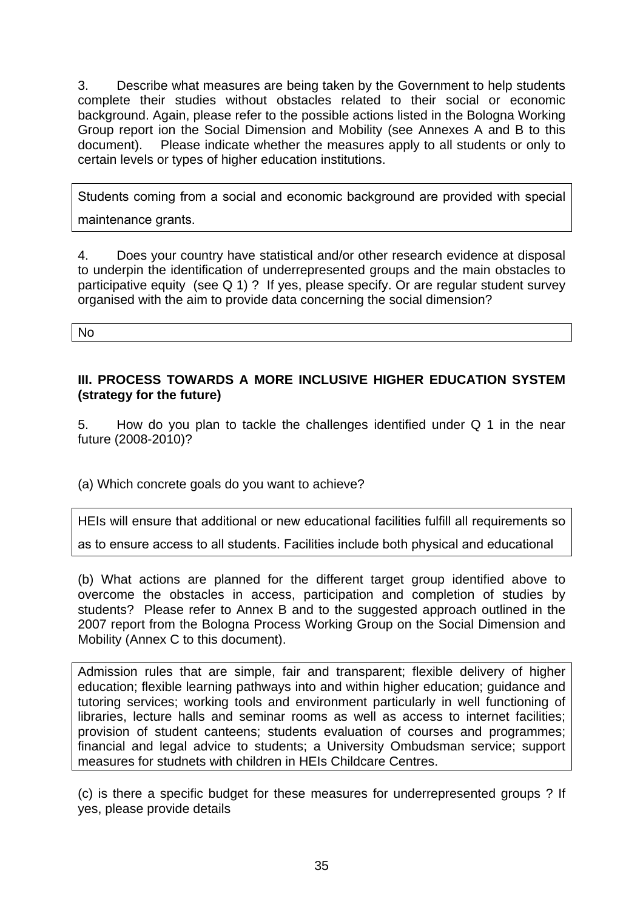3. Describe what measures are being taken by the Government to help students complete their studies without obstacles related to their social or economic background. Again, please refer to the possible actions listed in the Bologna Working Group report ion the Social Dimension and Mobility (see Annexes A and B to this document). Please indicate whether the measures apply to all students or only to certain levels or types of higher education institutions.

| Students coming from a social and economic background are provided with special maintenance grants. |
|---|

4. Does your country have statistical and/or other research evidence at disposal to underpin the identification of underrepresented groups and the main obstacles to participative equity (see Q 1) ? If yes, please specify. Or are regular student survey organised with the aim to provide data concerning the social dimension?

| No |
|---|

### III. PROCESS TOWARDS A MORE INCLUSIVE HIGHER EDUCATION SYSTEM (strategy for the future)

5. How do you plan to tackle the challenges identified under Q 1 in the near future (2008-2010)?

(a) Which concrete goals do you want to achieve?

| HEIs will ensure that additional or new educational facilities fulfill all requirements so as to ensure access to all students. Facilities include both physical and educational |
|---|

(b) What actions are planned for the different target group identified above to overcome the obstacles in access, participation and completion of studies by students? Please refer to Annex B and to the suggested approach outlined in the 2007 report from the Bologna Process Working Group on the Social Dimension and Mobility (Annex C to this document).

| Admission rules that are simple, fair and transparent; flexible delivery of higher education; flexible learning pathways into and within higher education; guidance and tutoring services; working tools and environment particularly in well functioning of libraries, lecture halls and seminar rooms as well as access to internet facilities; provision of student canteens; students evaluation of courses and programmes; financial and legal advice to students; a University Ombudsman service; support measures for studnets with children in HEIs Childcare Centres. |
|---|

(c) is there a specific budget for these measures for underrepresented groups ? If yes, please provide details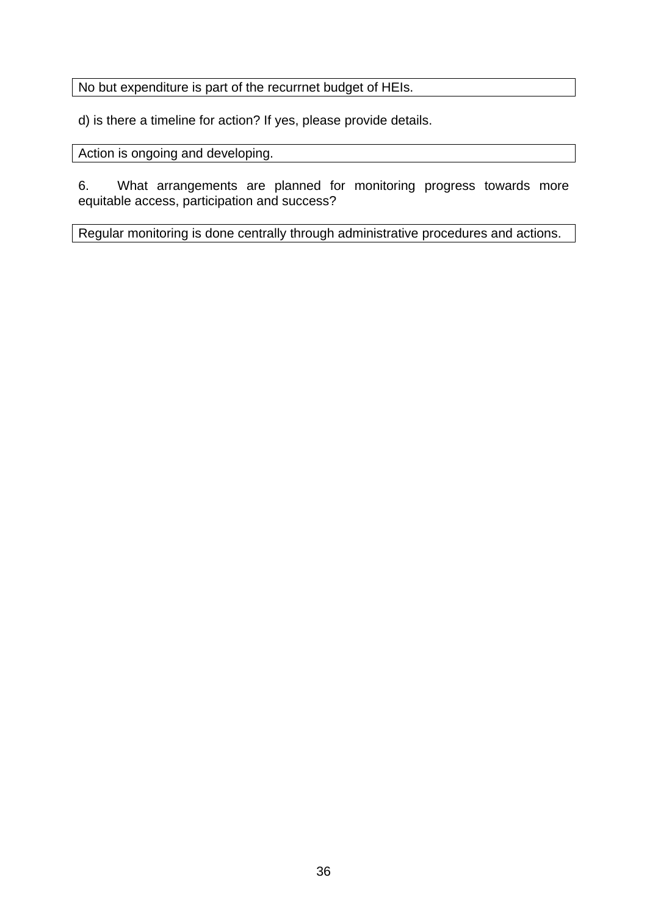| No but expenditure is part of the recurrnet budget of HEIs. |
|---|

d) is there a timeline for action? If yes, please provide details.

| Action is ongoing and developing. |
|---|

6. What arrangements are planned for monitoring progress towards more equitable access, participation and success?

| Regular monitoring is done centrally through administrative procedures and actions. |
|---|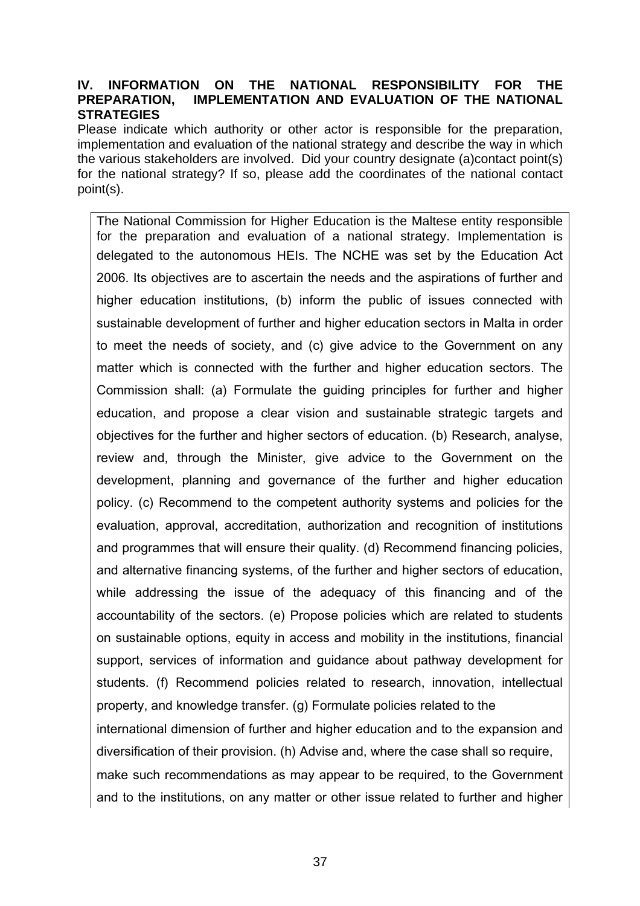## IV. INFORMATION ON THE NATIONAL RESPONSIBILITY FOR THE PREPARATION, IMPLEMENTATION AND EVALUATION OF THE NATIONAL STRATEGIES

Please indicate which authority or other actor is responsible for the preparation, implementation and evaluation of the national strategy and describe the way in which the various stakeholders are involved. Did your country designate (a)contact point(s) for the national strategy? If so, please add the coordinates of the national contact point(s).

The National Commission for Higher Education is the Maltese entity responsible for the preparation and evaluation of a national strategy. Implementation is delegated to the autonomous HEIs. The NCHE was set by the Education Act 2006. Its objectives are to ascertain the needs and the aspirations of further and higher education institutions, (b) inform the public of issues connected with sustainable development of further and higher education sectors in Malta in order to meet the needs of society, and (c) give advice to the Government on any matter which is connected with the further and higher education sectors. The Commission shall: (a) Formulate the guiding principles for further and higher education, and propose a clear vision and sustainable strategic targets and objectives for the further and higher sectors of education. (b) Research, analyse, review and, through the Minister, give advice to the Government on the development, planning and governance of the further and higher education policy. (c) Recommend to the competent authority systems and policies for the evaluation, approval, accreditation, authorization and recognition of institutions and programmes that will ensure their quality. (d) Recommend financing policies, and alternative financing systems, of the further and higher sectors of education, while addressing the issue of the adequacy of this financing and of the accountability of the sectors. (e) Propose policies which are related to students on sustainable options, equity in access and mobility in the institutions, financial support, services of information and guidance about pathway development for students. (f) Recommend policies related to research, innovation, intellectual property, and knowledge transfer. (g) Formulate policies related to the international dimension of further and higher education and to the expansion and diversification of their provision. (h) Advise and, where the case shall so require, make such recommendations as may appear to be required, to the Government and to the institutions, on any matter or other issue related to further and higher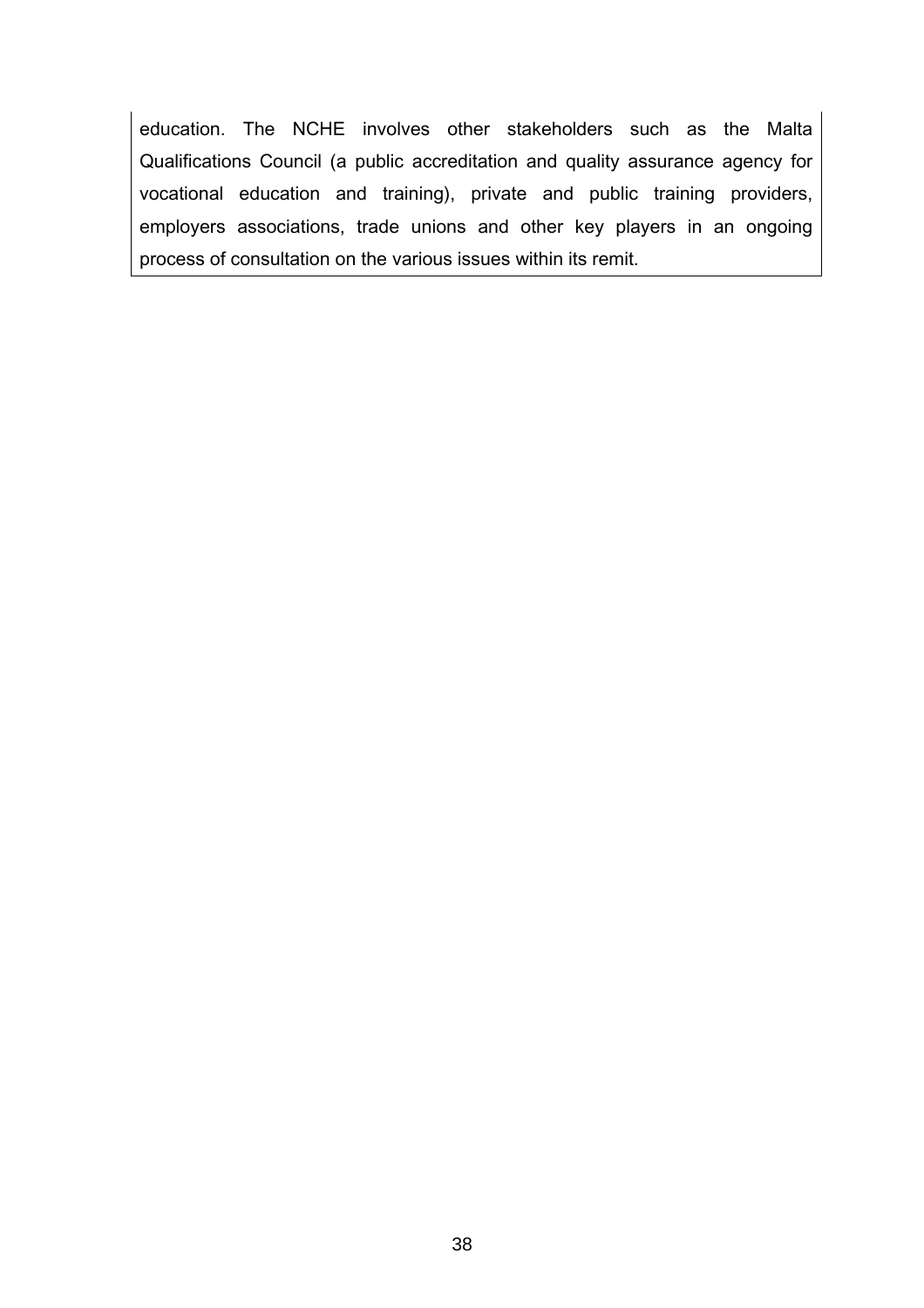education. The NCHE involves other stakeholders such as the Malta Qualifications Council (a public accreditation and quality assurance agency for vocational education and training), private and public training providers, employers associations, trade unions and other key players in an ongoing process of consultation on the various issues within its remit.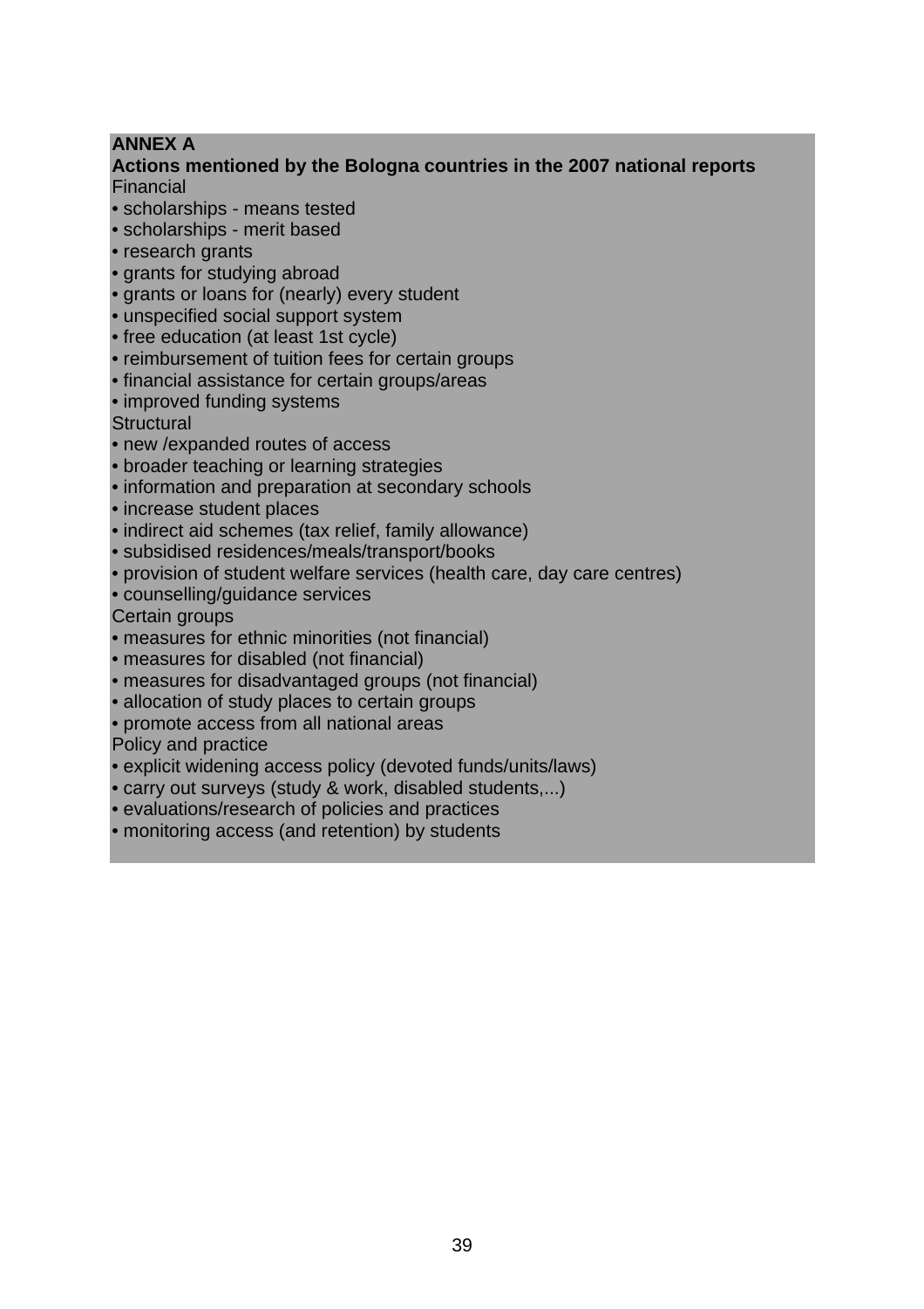## ANNEX A

**Actions mentioned by the Bologna countries in the 2007 national reports**

Financial

- scholarships - means tested
- scholarships - merit based
- research grants
- grants for studying abroad
- grants or loans for (nearly) every student
- unspecified social support system
- free education (at least 1st cycle)
- reimbursement of tuition fees for certain groups
- financial assistance for certain groups/areas
- improved funding systems

Structural

- new /expanded routes of access
- broader teaching or learning strategies
- information and preparation at secondary schools
- increase student places
- indirect aid schemes (tax relief, family allowance)
- subsidised residences/meals/transport/books
- provision of student welfare services (health care, day care centres)
- counselling/guidance services

Certain groups

- measures for ethnic minorities (not financial)
- measures for disabled (not financial)
- measures for disadvantaged groups (not financial)
- allocation of study places to certain groups
- promote access from all national areas

Policy and practice

- explicit widening access policy (devoted funds/units/laws)
- carry out surveys (study & work, disabled students,...)
- evaluations/research of policies and practices
- monitoring access (and retention) by students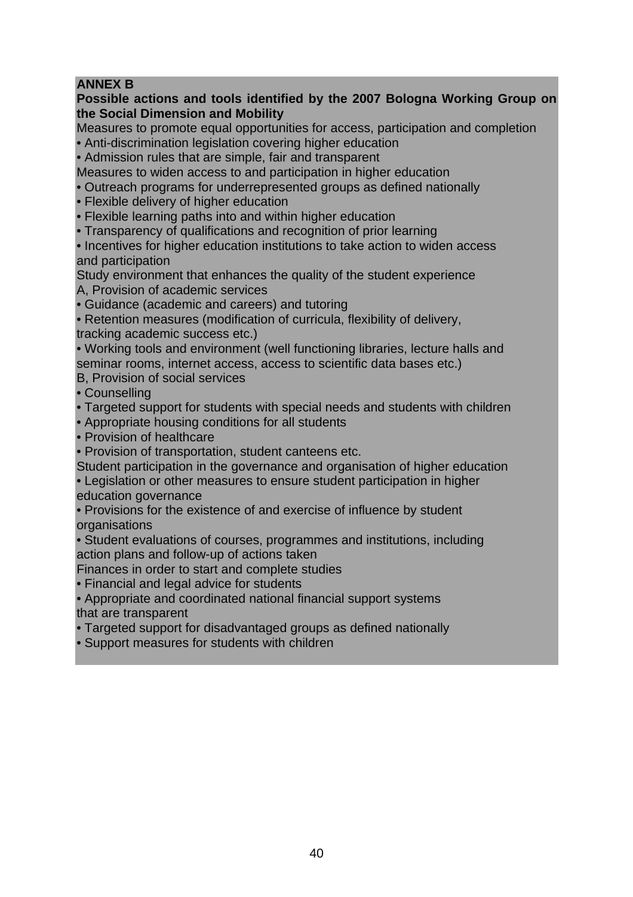**ANNEX B**

**Possible actions and tools identified by the 2007 Bologna Working Group on the Social Dimension and Mobility**

Measures to promote equal opportunities for access, participation and completion

- Anti-discrimination legislation covering higher education
- Admission rules that are simple, fair and transparent

Measures to widen access to and participation in higher education

- Outreach programs for underrepresented groups as defined nationally
- Flexible delivery of higher education
- Flexible learning paths into and within higher education
- Transparency of qualifications and recognition of prior learning
- Incentives for higher education institutions to take action to widen access and participation

Study environment that enhances the quality of the student experience

A, Provision of academic services

- Guidance (academic and careers) and tutoring
- Retention measures (modification of curricula, flexibility of delivery, tracking academic success etc.)
- Working tools and environment (well functioning libraries, lecture halls and seminar rooms, internet access, access to scientific data bases etc.)

B, Provision of social services

- Counselling
- Targeted support for students with special needs and students with children
- Appropriate housing conditions for all students
- Provision of healthcare
- Provision of transportation, student canteens etc.

Student participation in the governance and organisation of higher education

- Legislation or other measures to ensure student participation in higher education governance
- Provisions for the existence of and exercise of influence by student organisations
- Student evaluations of courses, programmes and institutions, including action plans and follow-up of actions taken

Finances in order to start and complete studies

- Financial and legal advice for students
- Appropriate and coordinated national financial support systems that are transparent
- Targeted support for disadvantaged groups as defined nationally
- Support measures for students with children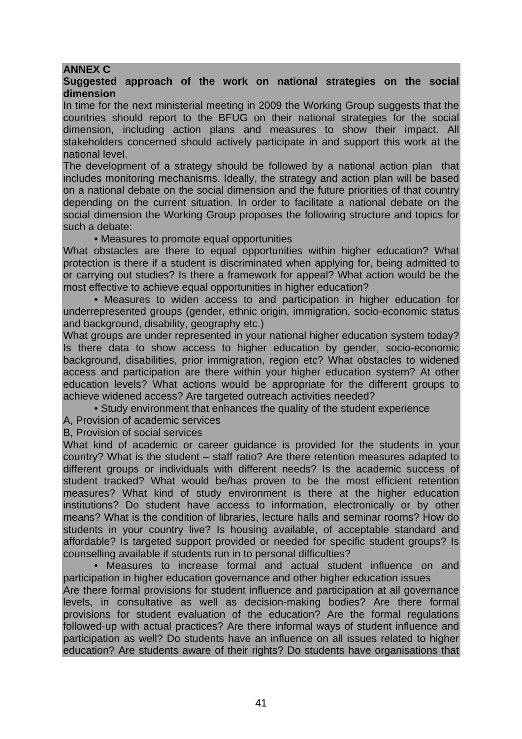**ANNEX C**

**Suggested approach of the work on national strategies on the social dimension**

In time for the next ministerial meeting in 2009 the Working Group suggests that the countries should report to the BFUG on their national strategies for the social dimension, including action plans and measures to show their impact. All stakeholders concerned should actively participate in and support this work at the national level.

The development of a strategy should be followed by a national action plan that includes monitoring mechanisms. Ideally, the strategy and action plan will be based on a national debate on the social dimension and the future priorities of that country depending on the current situation. In order to facilitate a national debate on the social dimension the Working Group proposes the following structure and topics for such a debate:

- Measures to promote equal opportunities

What obstacles are there to equal opportunities within higher education? What protection is there if a student is discriminated when applying for, being admitted to or carrying out studies? Is there a framework for appeal? What action would be the most effective to achieve equal opportunities in higher education?

- Measures to widen access to and participation in higher education for underrepresented groups (gender, ethnic origin, immigration, socio-economic status and background, disability, geography etc.)

What groups are under represented in your national higher education system today? Is there data to show access to higher education by gender, socio-economic background, disabilities, prior immigration, region etc? What obstacles to widened access and participation are there within your higher education system? At other education levels? What actions would be appropriate for the different groups to achieve widened access? Are targeted outreach activities needed?

- Study environment that enhances the quality of the student experience

A, Provision of academic services

B, Provision of social services

What kind of academic or career guidance is provided for the students in your country? What is the student – staff ratio? Are there retention measures adapted to different groups or individuals with different needs? Is the academic success of student tracked? What would be/has proven to be the most efficient retention measures? What kind of study environment is there at the higher education institutions? Do student have access to information, electronically or by other means? What is the condition of libraries, lecture halls and seminar rooms? How do students in your country live? Is housing available, of acceptable standard and affordable? Is targeted support provided or needed for specific student groups? Is counselling available if students run in to personal difficulties?

- Measures to increase formal and actual student influence on and participation in higher education governance and other higher education issues

Are there formal provisions for student influence and participation at all governance levels, in consultative as well as decision-making bodies? Are there formal provisions for student evaluation of the education? Are the formal regulations followed-up with actual practices? Are there informal ways of student influence and participation as well? Do students have an influence on all issues related to higher education? Are students aware of their rights? Do students have organisations that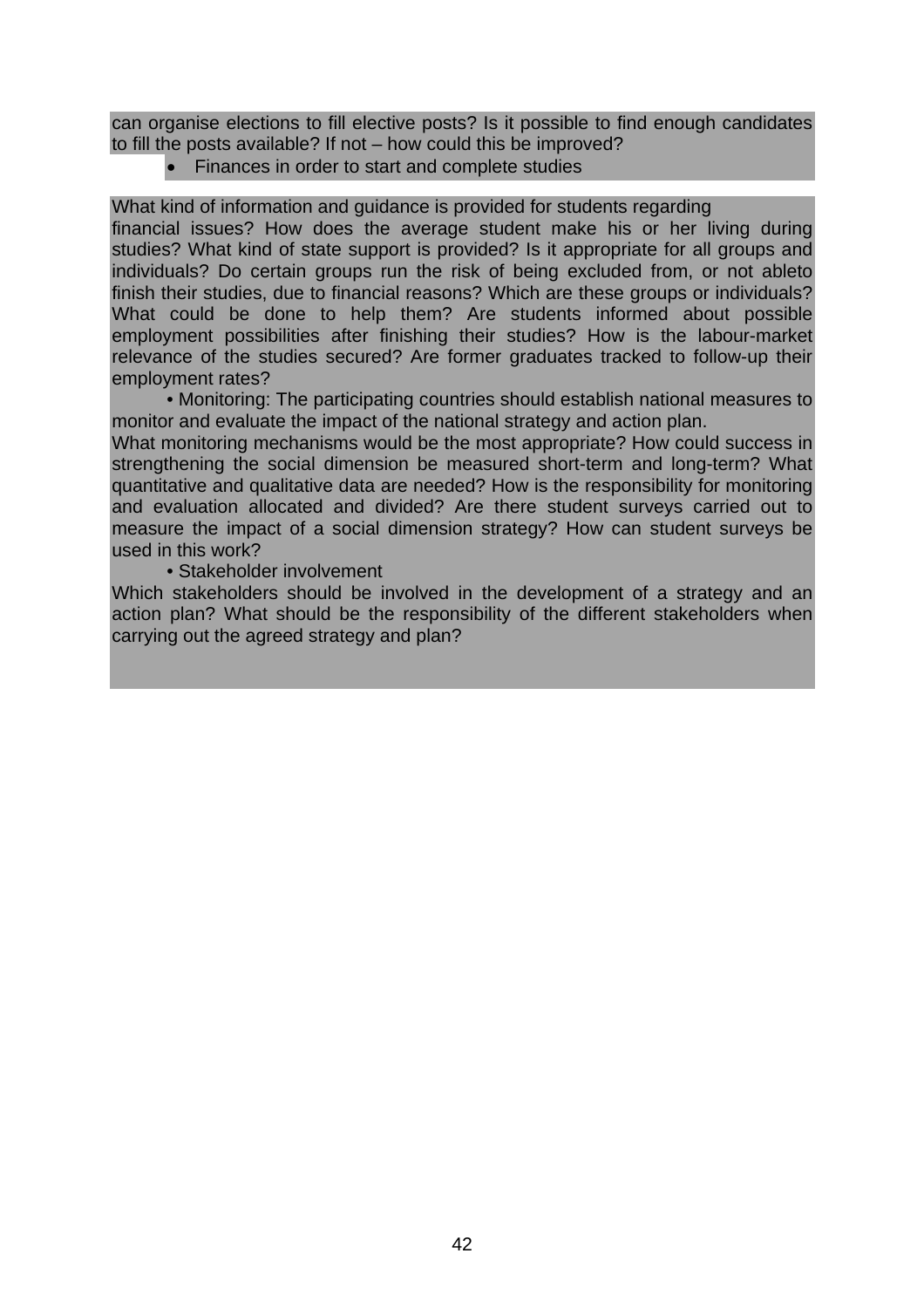can organise elections to fill elective posts? Is it possible to find enough candidates to fill the posts available? If not – how could this be improved?

- Finances in order to start and complete studies

What kind of information and guidance is provided for students regarding financial issues? How does the average student make his or her living during studies? What kind of state support is provided? Is it appropriate for all groups and individuals? Do certain groups run the risk of being excluded from, or not ableto finish their studies, due to financial reasons? Which are these groups or individuals? What could be done to help them? Are students informed about possible employment possibilities after finishing their studies? How is the labour-market relevance of the studies secured? Are former graduates tracked to follow-up their employment rates?

• Monitoring: The participating countries should establish national measures to monitor and evaluate the impact of the national strategy and action plan.

What monitoring mechanisms would be the most appropriate? How could success in strengthening the social dimension be measured short-term and long-term? What quantitative and qualitative data are needed? How is the responsibility for monitoring and evaluation allocated and divided? Are there student surveys carried out to measure the impact of a social dimension strategy? How can student surveys be used in this work?

• Stakeholder involvement

Which stakeholders should be involved in the development of a strategy and an action plan? What should be the responsibility of the different stakeholders when carrying out the agreed strategy and plan?